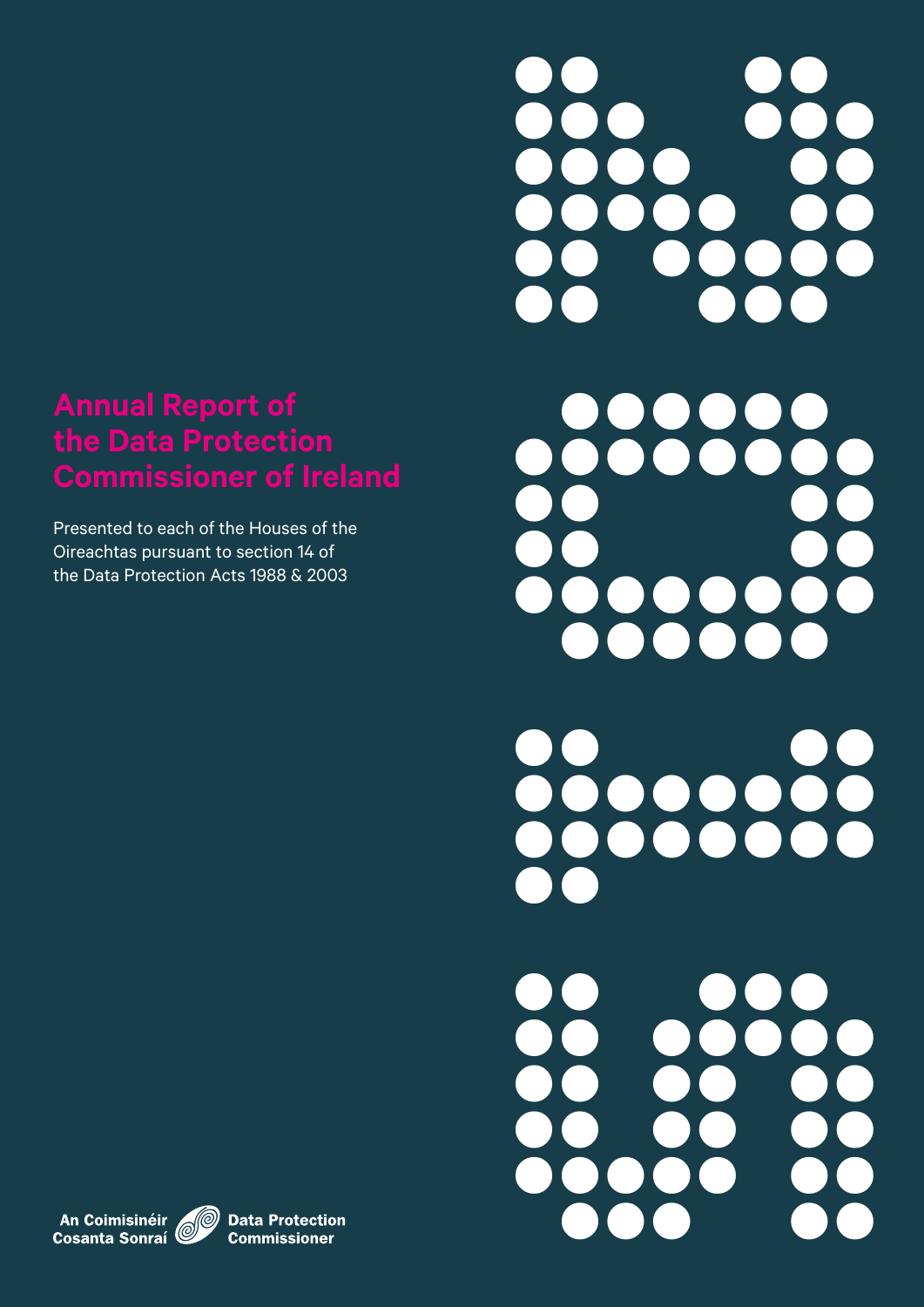# Annual Report of the Data Protection Commissioner of Ireland

Presented to each of the Houses of the Oireachtas pursuant to section 14 of the Data Protection Acts 1988 & 2003

An Coimisinéir Cosanta Sonraí
Data Protection Commissioner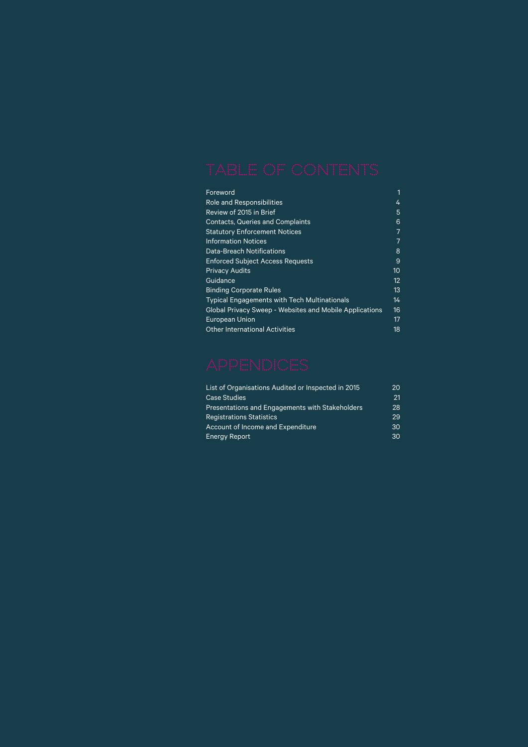# TABLE OF CONTENTS

| | |
|---|---|
| Foreword | 1 |
| Role and Responsibilities | 4 |
| Review of 2015 in Brief | 5 |
| Contacts, Queries and Complaints | 6 |
| Statutory Enforcement Notices | 7 |
| Information Notices | 7 |
| Data-Breach Notifications | 8 |
| Enforced Subject Access Requests | 9 |
| Privacy Audits | 10 |
| Guidance | 12 |
| Binding Corporate Rules | 13 |
| Typical Engagements with Tech Multinationals | 14 |
| Global Privacy Sweep - Websites and Mobile Applications | 16 |
| European Union | 17 |
| Other International Activities | 18 |

# APPENDICES

| | |
|---|---|
| List of Organisations Audited or Inspected in 2015 | 20 |
| Case Studies | 21 |
| Presentations and Engagements with Stakeholders | 28 |
| Registrations Statistics | 29 |
| Account of Income and Expenditure | 30 |
| Energy Report | 30 |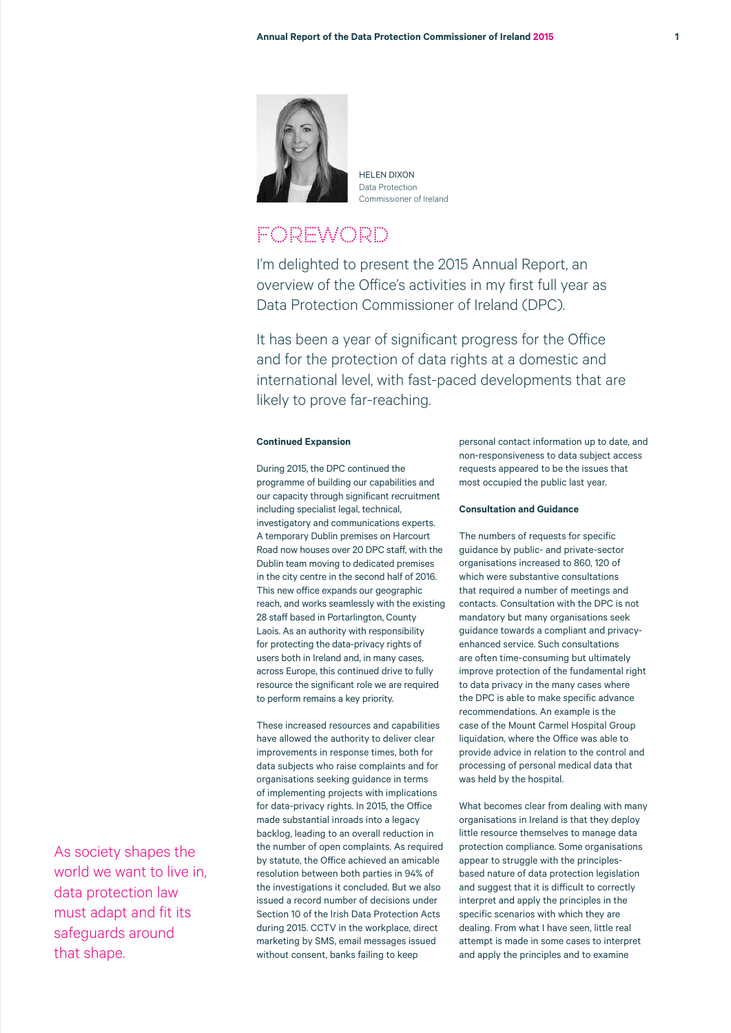HELEN DIXON
Data Protection
Commissioner of Ireland

# FOREWORD

I'm delighted to present the 2015 Annual Report, an overview of the Office's activities in my first full year as Data Protection Commissioner of Ireland (DPC).

It has been a year of significant progress for the Office and for the protection of data rights at a domestic and international level, with fast-paced developments that are likely to prove far-reaching.

As society shapes the world we want to live in, data protection law must adapt and fit its safeguards around that shape.

### Continued Expansion

During 2015, the DPC continued the programme of building our capabilities and our capacity through significant recruitment including specialist legal, technical, investigatory and communications experts. A temporary Dublin premises on Harcourt Road now houses over 20 DPC staff, with the Dublin team moving to dedicated premises in the city centre in the second half of 2016. This new office expands our geographic reach, and works seamlessly with the existing 28 staff based in Portarlington, County Laois. As an authority with responsibility for protecting the data-privacy rights of users both in Ireland and, in many cases, across Europe, this continued drive to fully resource the significant role we are required to perform remains a key priority.

These increased resources and capabilities have allowed the authority to deliver clear improvements in response times, both for data subjects who raise complaints and for organisations seeking guidance in terms of implementing projects with implications for data-privacy rights. In 2015, the Office made substantial inroads into a legacy backlog, leading to an overall reduction in the number of open complaints. As required by statute, the Office achieved an amicable resolution between both parties in 94% of the investigations it concluded. But we also issued a record number of decisions under Section 10 of the Irish Data Protection Acts during 2015. CCTV in the workplace, direct marketing by SMS, email messages issued without consent, banks failing to keep personal contact information up to date, and non-responsiveness to data subject access requests appeared to be the issues that most occupied the public last year.

### Consultation and Guidance

The numbers of requests for specific guidance by public- and private-sector organisations increased to 860, 120 of which were substantive consultations that required a number of meetings and contacts. Consultation with the DPC is not mandatory but many organisations seek guidance towards a compliant and privacy-enhanced service. Such consultations are often time-consuming but ultimately improve protection of the fundamental right to data privacy in the many cases where the DPC is able to make specific advance recommendations. An example is the case of the Mount Carmel Hospital Group liquidation, where the Office was able to provide advice in relation to the control and processing of personal medical data that was held by the hospital.

What becomes clear from dealing with many organisations in Ireland is that they deploy little resource themselves to manage data protection compliance. Some organisations appear to struggle with the principles-based nature of data protection legislation and suggest that it is difficult to correctly interpret and apply the principles in the specific scenarios with which they are dealing. From what I have seen, little real attempt is made in some cases to interpret and apply the principles and to examine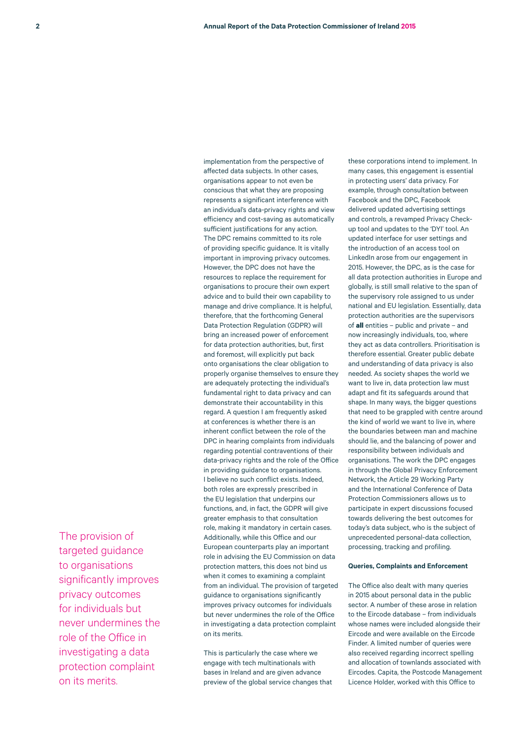implementation from the perspective of affected data subjects. In other cases, organisations appear to not even be conscious that what they are proposing represents a significant interference with an individual's data-privacy rights and view efficiency and cost-saving as automatically sufficient justifications for any action. The DPC remains committed to its role of providing specific guidance. It is vitally important in improving privacy outcomes. However, the DPC does not have the resources to replace the requirement for organisations to procure their own expert advice and to build their own capability to manage and drive compliance. It is helpful, therefore, that the forthcoming General Data Protection Regulation (GDPR) will bring an increased power of enforcement for data protection authorities, but, first and foremost, will explicitly put back onto organisations the clear obligation to properly organise themselves to ensure they are adequately protecting the individual's fundamental right to data privacy and can demonstrate their accountability in this regard. A question I am frequently asked at conferences is whether there is an inherent conflict between the role of the DPC in hearing complaints from individuals regarding potential contraventions of their data-privacy rights and the role of the Office in providing guidance to organisations. I believe no such conflict exists. Indeed, both roles are expressly prescribed in the EU legislation that underpins our functions, and, in fact, the GDPR will give greater emphasis to that consultation role, making it mandatory in certain cases. Additionally, while this Office and our European counterparts play an important role in advising the EU Commission on data protection matters, this does not bind us when it comes to examining a complaint from an individual. The provision of targeted guidance to organisations significantly improves privacy outcomes for individuals but never undermines the role of the Office in investigating a data protection complaint on its merits.

> The provision of targeted guidance to organisations significantly improves privacy outcomes for individuals but never undermines the role of the Office in investigating a data protection complaint on its merits.

This is particularly the case where we engage with tech multinationals with bases in Ireland and are given advance preview of the global service changes that these corporations intend to implement. In many cases, this engagement is essential in protecting users' data privacy. For example, through consultation between Facebook and the DPC, Facebook delivered updated advertising settings and controls, a revamped Privacy Check-up tool and updates to the 'DYI' tool. An updated interface for user settings and the introduction of an access tool on LinkedIn arose from our engagement in 2015. However, the DPC, as is the case for all data protection authorities in Europe and globally, is still small relative to the span of the supervisory role assigned to us under national and EU legislation. Essentially, data protection authorities are the supervisors of **all** entities – public and private – and now increasingly individuals, too, where they act as data controllers. Prioritisation is therefore essential. Greater public debate and understanding of data privacy is also needed. As society shapes the world we want to live in, data protection law must adapt and fit its safeguards around that shape. In many ways, the bigger questions that need to be grappled with centre around the kind of world we want to live in, where the boundaries between man and machine should lie, and the balancing of power and responsibility between individuals and organisations. The work the DPC engages in through the Global Privacy Enforcement Network, the Article 29 Working Party and the International Conference of Data Protection Commissioners allows us to participate in expert discussions focused towards delivering the best outcomes for today's data subject, who is the subject of unprecedented personal-data collection, processing, tracking and profiling.

**Queries, Complaints and Enforcement**

The Office also dealt with many queries in 2015 about personal data in the public sector. A number of these arose in relation to the Eircode database – from individuals whose names were included alongside their Eircode and were available on the Eircode Finder. A limited number of queries were also received regarding incorrect spelling and allocation of townlands associated with Eircodes. Capita, the Postcode Management Licence Holder, worked with this Office to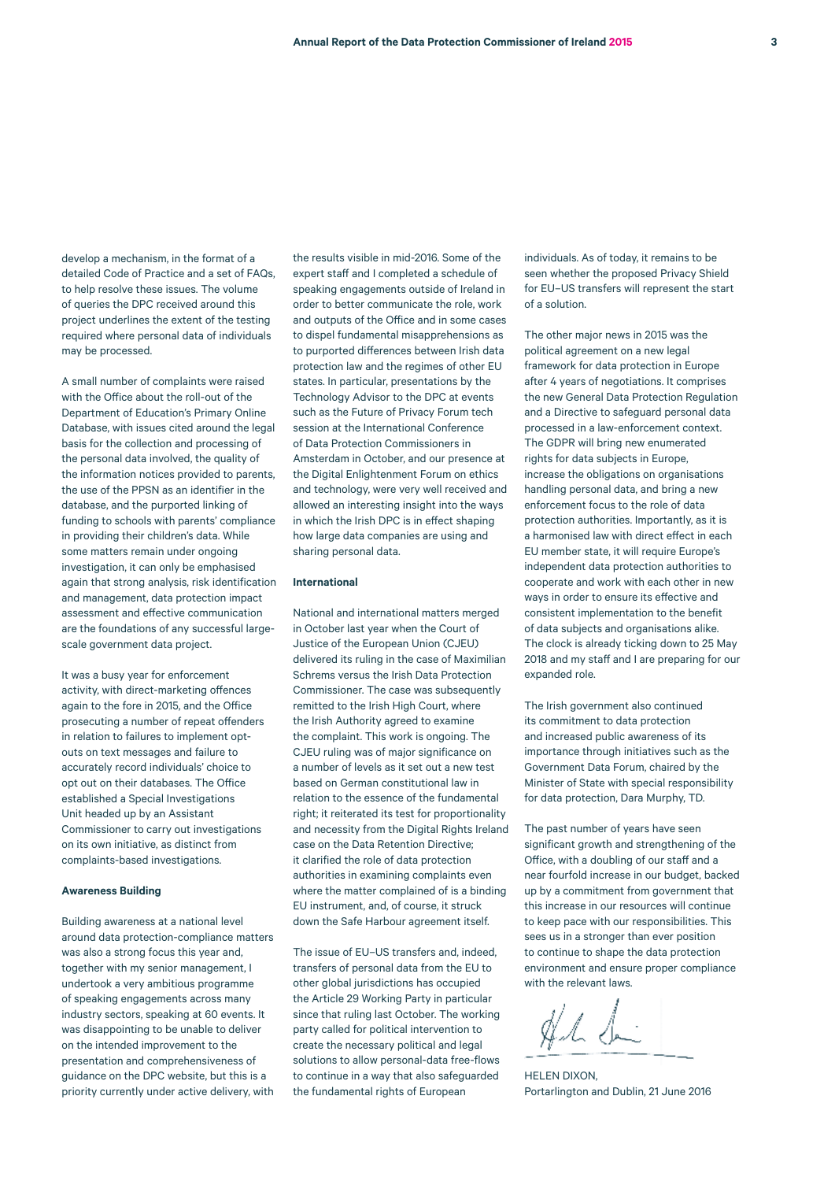develop a mechanism, in the format of a detailed Code of Practice and a set of FAQs, to help resolve these issues. The volume of queries the DPC received around this project underlines the extent of the testing required where personal data of individuals may be processed.

A small number of complaints were raised with the Office about the roll-out of the Department of Education's Primary Online Database, with issues cited around the legal basis for the collection and processing of the personal data involved, the quality of the information notices provided to parents, the use of the PPSN as an identifier in the database, and the purported linking of funding to schools with parents' compliance in providing their children's data. While some matters remain under ongoing investigation, it can only be emphasised again that strong analysis, risk identification and management, data protection impact assessment and effective communication are the foundations of any successful large-scale government data project.

It was a busy year for enforcement activity, with direct-marketing offences again to the fore in 2015, and the Office prosecuting a number of repeat offenders in relation to failures to implement opt-outs on text messages and failure to accurately record individuals' choice to opt out on their databases. The Office established a Special Investigations Unit headed up by an Assistant Commissioner to carry out investigations on its own initiative, as distinct from complaints-based investigations.

**Awareness Building**

Building awareness at a national level around data protection-compliance matters was also a strong focus this year and, together with my senior management, I undertook a very ambitious programme of speaking engagements across many industry sectors, speaking at 60 events. It was disappointing to be unable to deliver on the intended improvement to the presentation and comprehensiveness of guidance on the DPC website, but this is a priority currently under active delivery, with the results visible in mid-2016. Some of the expert staff and I completed a schedule of speaking engagements outside of Ireland in order to better communicate the role, work and outputs of the Office and in some cases to dispel fundamental misapprehensions as to purported differences between Irish data protection law and the regimes of other EU states. In particular, presentations by the Technology Advisor to the DPC at events such as the Future of Privacy Forum tech session at the International Conference of Data Protection Commissioners in Amsterdam in October, and our presence at the Digital Enlightenment Forum on ethics and technology, were very well received and allowed an interesting insight into the ways in which the Irish DPC is in effect shaping how large data companies are using and sharing personal data.

**International**

National and international matters merged in October last year when the Court of Justice of the European Union (CJEU) delivered its ruling in the case of Maximilian Schrems versus the Irish Data Protection Commissioner. The case was subsequently remitted to the Irish High Court, where the Irish Authority agreed to examine the complaint. This work is ongoing. The CJEU ruling was of major significance on a number of levels as it set out a new test based on German constitutional law in relation to the essence of the fundamental right; it reiterated its test for proportionality and necessity from the Digital Rights Ireland case on the Data Retention Directive; it clarified the role of data protection authorities in examining complaints even where the matter complained of is a binding EU instrument, and, of course, it struck down the Safe Harbour agreement itself.

The issue of EU–US transfers and, indeed, transfers of personal data from the EU to other global jurisdictions has occupied the Article 29 Working Party in particular since that ruling last October. The working party called for political intervention to create the necessary political and legal solutions to allow personal-data free-flows to continue in a way that also safeguarded the fundamental rights of European individuals. As of today, it remains to be seen whether the proposed Privacy Shield for EU–US transfers will represent the start of a solution.

The other major news in 2015 was the political agreement on a new legal framework for data protection in Europe after 4 years of negotiations. It comprises the new General Data Protection Regulation and a Directive to safeguard personal data processed in a law-enforcement context. The GDPR will bring new enumerated rights for data subjects in Europe, increase the obligations on organisations handling personal data, and bring a new enforcement focus to the role of data protection authorities. Importantly, as it is a harmonised law with direct effect in each EU member state, it will require Europe's independent data protection authorities to cooperate and work with each other in new ways in order to ensure its effective and consistent implementation to the benefit of data subjects and organisations alike. The clock is already ticking down to 25 May 2018 and my staff and I are preparing for our expanded role.

The Irish government also continued its commitment to data protection and increased public awareness of its importance through initiatives such as the Government Data Forum, chaired by the Minister of State with special responsibility for data protection, Dara Murphy, TD.

The past number of years have seen significant growth and strengthening of the Office, with a doubling of our staff and a near fourfold increase in our budget, backed up by a commitment from government that this increase in our resources will continue to keep pace with our responsibilities. This sees us in a stronger than ever position to continue to shape the data protection environment and ensure proper compliance with the relevant laws.

HELEN DIXON,
Portarlington and Dublin, 21 June 2016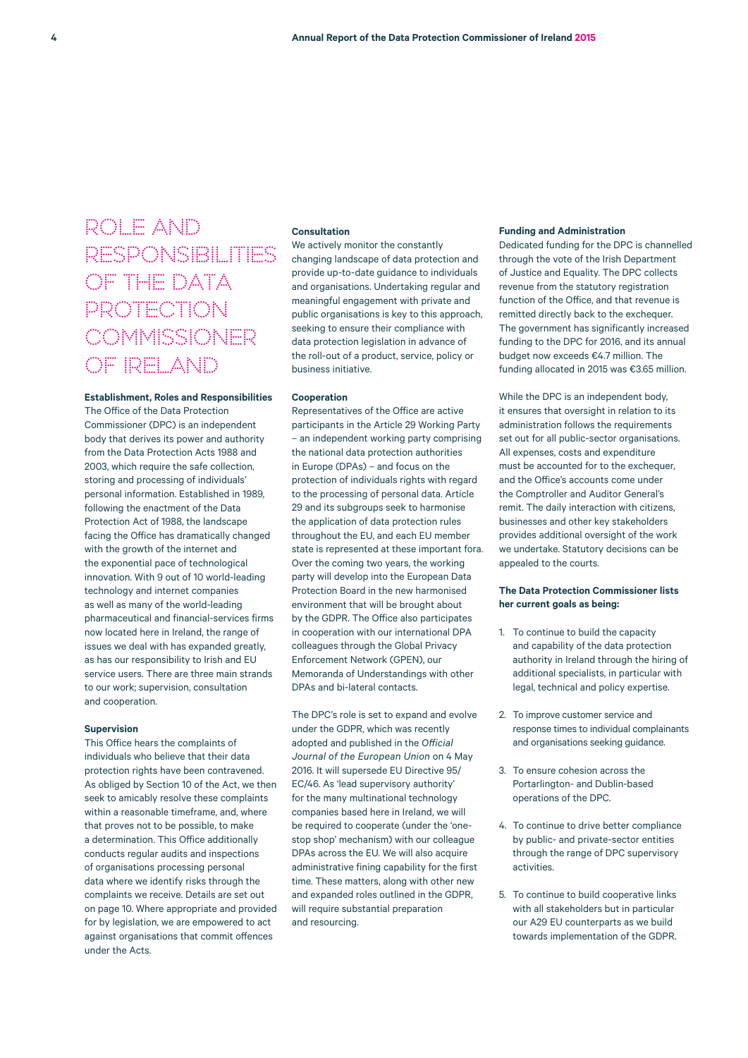# ROLE AND RESPONSIBILITIES OF THE DATA PROTECTION COMMISSIONER OF IRELAND

**Establishment, Roles and Responsibilities**

The Office of the Data Protection Commissioner (DPC) is an independent body that derives its power and authority from the Data Protection Acts 1988 and 2003, which require the safe collection, storing and processing of individuals' personal information. Established in 1989, following the enactment of the Data Protection Act of 1988, the landscape facing the Office has dramatically changed with the growth of the internet and the exponential pace of technological innovation. With 9 out of 10 world-leading technology and internet companies as well as many of the world-leading pharmaceutical and financial-services firms now located here in Ireland, the range of issues we deal with has expanded greatly, as has our responsibility to Irish and EU service users. There are three main strands to our work; supervision, consultation and cooperation.

**Supervision**

This Office hears the complaints of individuals who believe that their data protection rights have been contravened. As obliged by Section 10 of the Act, we then seek to amicably resolve these complaints within a reasonable timeframe, and, where that proves not to be possible, to make a determination. This Office additionally conducts regular audits and inspections of organisations processing personal data where we identify risks through the complaints we receive. Details are set out on page 10. Where appropriate and provided for by legislation, we are empowered to act against organisations that commit offences under the Acts.

**Consultation**

We actively monitor the constantly changing landscape of data protection and provide up-to-date guidance to individuals and organisations. Undertaking regular and meaningful engagement with private and public organisations is key to this approach, seeking to ensure their compliance with data protection legislation in advance of the roll-out of a product, service, policy or business initiative.

**Cooperation**

Representatives of the Office are active participants in the Article 29 Working Party – an independent working party comprising the national data protection authorities in Europe (DPAs) – and focus on the protection of individuals rights with regard to the processing of personal data. Article 29 and its subgroups seek to harmonise the application of data protection rules throughout the EU, and each EU member state is represented at these important fora. Over the coming two years, the working party will develop into the European Data Protection Board in the new harmonised environment that will be brought about by the GDPR. The Office also participates in cooperation with our international DPA colleagues through the Global Privacy Enforcement Network (GPEN), our Memoranda of Understandings with other DPAs and bi-lateral contacts.

The DPC's role is set to expand and evolve under the GDPR, which was recently adopted and published in the *Official Journal of the European Union* on 4 May 2016. It will supersede EU Directive 95/EC/46. As 'lead supervisory authority' for the many multinational technology companies based here in Ireland, we will be required to cooperate (under the 'one-stop shop' mechanism) with our colleague DPAs across the EU. We will also acquire administrative fining capability for the first time. These matters, along with other new and expanded roles outlined in the GDPR, will require substantial preparation and resourcing.

**Funding and Administration**

Dedicated funding for the DPC is channelled through the vote of the Irish Department of Justice and Equality. The DPC collects revenue from the statutory registration function of the Office, and that revenue is remitted directly back to the exchequer. The government has significantly increased funding to the DPC for 2016, and its annual budget now exceeds €4.7 million. The funding allocated in 2015 was €3.65 million.

While the DPC is an independent body, it ensures that oversight in relation to its administration follows the requirements set out for all public-sector organisations. All expenses, costs and expenditure must be accounted for to the exchequer, and the Office's accounts come under the Comptroller and Auditor General's remit. The daily interaction with citizens, businesses and other key stakeholders provides additional oversight of the work we undertake. Statutory decisions can be appealed to the courts.

**The Data Protection Commissioner lists her current goals as being:**

1. To continue to build the capacity and capability of the data protection authority in Ireland through the hiring of additional specialists, in particular with legal, technical and policy expertise.
2. To improve customer service and response times to individual complainants and organisations seeking guidance.
3. To ensure cohesion across the Portarlington- and Dublin-based operations of the DPC.
4. To continue to drive better compliance by public- and private-sector entities through the range of DPC supervisory activities.
5. To continue to build cooperative links with all stakeholders but in particular our A29 EU counterparts as we build towards implementation of the GDPR.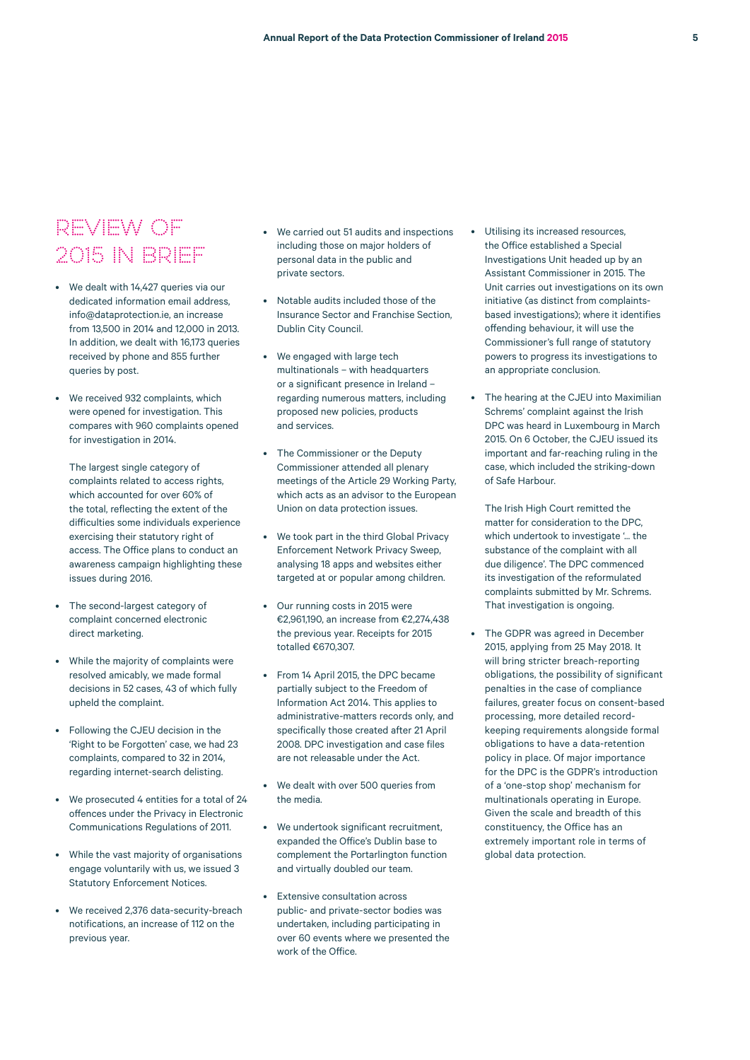# REVIEW OF 2015 IN BRIEF

- We dealt with 14,427 queries via our dedicated information email address, info@dataprotection.ie, an increase from 13,500 in 2014 and 12,000 in 2013. In addition, we dealt with 16,173 queries received by phone and 855 further queries by post.

- We received 932 complaints, which were opened for investigation. This compares with 960 complaints opened for investigation in 2014.

  The largest single category of complaints related to access rights, which accounted for over 60% of the total, reflecting the extent of the difficulties some individuals experience exercising their statutory right of access. The Office plans to conduct an awareness campaign highlighting these issues during 2016.

- The second-largest category of complaint concerned electronic direct marketing.

- While the majority of complaints were resolved amicably, we made formal decisions in 52 cases, 43 of which fully upheld the complaint.

- Following the CJEU decision in the 'Right to be Forgotten' case, we had 23 complaints, compared to 32 in 2014, regarding internet-search delisting.

- We prosecuted 4 entities for a total of 24 offences under the Privacy in Electronic Communications Regulations of 2011.

- While the vast majority of organisations engage voluntarily with us, we issued 3 Statutory Enforcement Notices.

- We received 2,376 data-security-breach notifications, an increase of 112 on the previous year.

- We carried out 51 audits and inspections including those on major holders of personal data in the public and private sectors.

- Notable audits included those of the Insurance Sector and Franchise Section, Dublin City Council.

- We engaged with large tech multinationals – with headquarters or a significant presence in Ireland – regarding numerous matters, including proposed new policies, products and services.

- The Commissioner or the Deputy Commissioner attended all plenary meetings of the Article 29 Working Party, which acts as an advisor to the European Union on data protection issues.

- We took part in the third Global Privacy Enforcement Network Privacy Sweep, analysing 18 apps and websites either targeted at or popular among children.

- Our running costs in 2015 were €2,961,190, an increase from €2,274,438 the previous year. Receipts for 2015 totalled €670,307.

- From 14 April 2015, the DPC became partially subject to the Freedom of Information Act 2014. This applies to administrative-matters records only, and specifically those created after 21 April 2008. DPC investigation and case files are not releasable under the Act.

- We dealt with over 500 queries from the media.

- We undertook significant recruitment, expanded the Office's Dublin base to complement the Portarlington function and virtually doubled our team.

- Extensive consultation across public- and private-sector bodies was undertaken, including participating in over 60 events where we presented the work of the Office.

- Utilising its increased resources, the Office established a Special Investigations Unit headed up by an Assistant Commissioner in 2015. The Unit carries out investigations on its own initiative (as distinct from complaints-based investigations); where it identifies offending behaviour, it will use the Commissioner's full range of statutory powers to progress its investigations to an appropriate conclusion.

- The hearing at the CJEU into Maximilian Schrems' complaint against the Irish DPC was heard in Luxembourg in March 2015. On 6 October, the CJEU issued its important and far-reaching ruling in the case, which included the striking-down of Safe Harbour.

  The Irish High Court remitted the matter for consideration to the DPC, which undertook to investigate '… the substance of the complaint with all due diligence'. The DPC commenced its investigation of the reformulated complaints submitted by Mr. Schrems. That investigation is ongoing.

- The GDPR was agreed in December 2015, applying from 25 May 2018. It will bring stricter breach-reporting obligations, the possibility of significant penalties in the case of compliance failures, greater focus on consent-based processing, more detailed record-keeping requirements alongside formal obligations to have a data-retention policy in place. Of major importance for the DPC is the GDPR's introduction of a 'one-stop shop' mechanism for multinationals operating in Europe. Given the scale and breadth of this constituency, the Office has an extremely important role in terms of global data protection.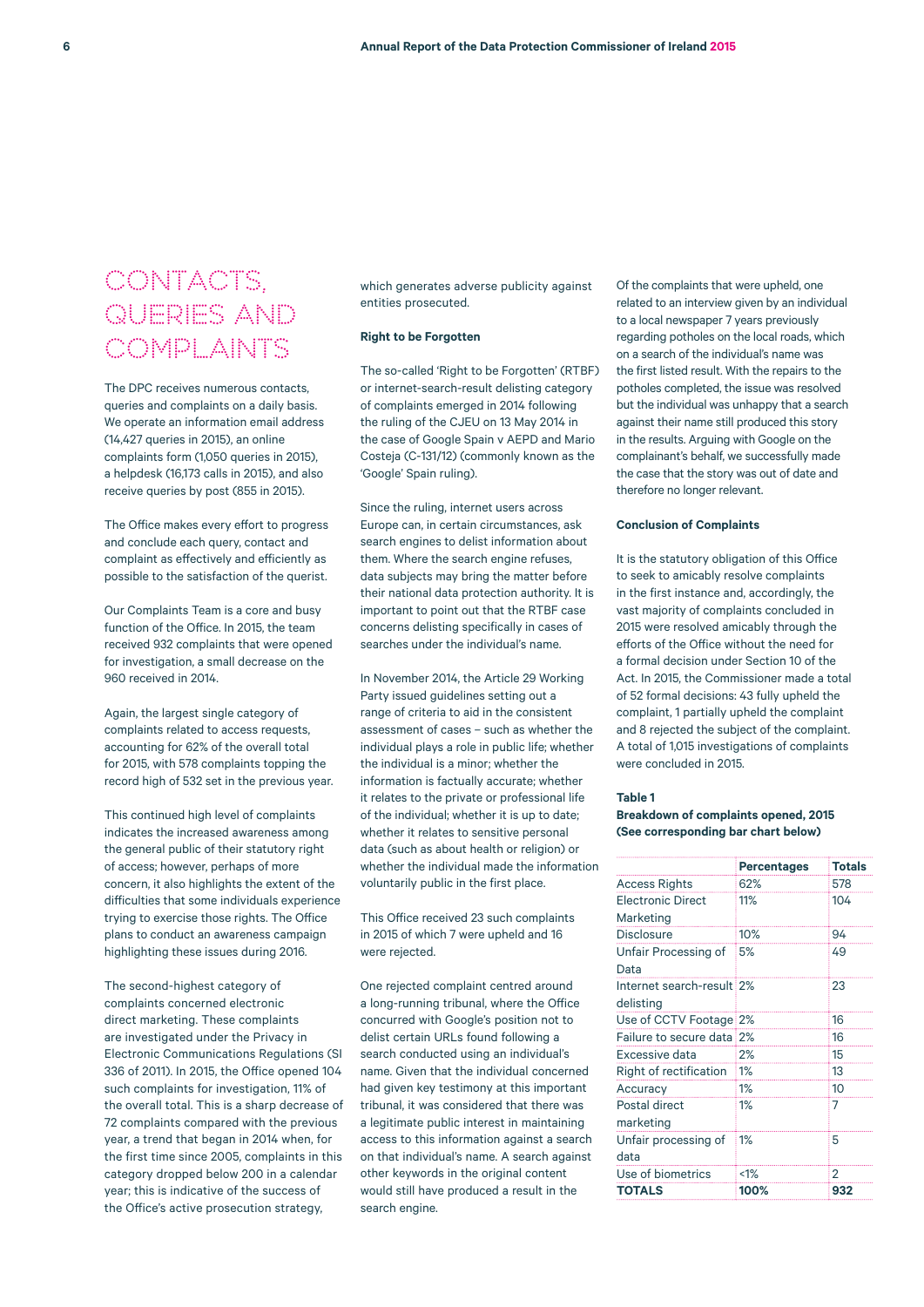# CONTACTS, QUERIES AND COMPLAINTS

The DPC receives numerous contacts, queries and complaints on a daily basis. We operate an information email address (14,427 queries in 2015), an online complaints form (1,050 queries in 2015), a helpdesk (16,173 calls in 2015), and also receive queries by post (855 in 2015).

The Office makes every effort to progress and conclude each query, contact and complaint as effectively and efficiently as possible to the satisfaction of the querist.

Our Complaints Team is a core and busy function of the Office. In 2015, the team received 932 complaints that were opened for investigation, a small decrease on the 960 received in 2014.

Again, the largest single category of complaints related to access requests, accounting for 62% of the overall total for 2015, with 578 complaints topping the record high of 532 set in the previous year.

This continued high level of complaints indicates the increased awareness among the general public of their statutory right of access; however, perhaps of more concern, it also highlights the extent of the difficulties that some individuals experience trying to exercise those rights. The Office plans to conduct an awareness campaign highlighting these issues during 2016.

The second-highest category of complaints concerned electronic direct marketing. These complaints are investigated under the Privacy in Electronic Communications Regulations (SI 336 of 2011). In 2015, the Office opened 104 such complaints for investigation, 11% of the overall total. This is a sharp decrease of 72 complaints compared with the previous year, a trend that began in 2014 when, for the first time since 2005, complaints in this category dropped below 200 in a calendar year; this is indicative of the success of the Office's active prosecution strategy, which generates adverse publicity against entities prosecuted.

**Right to be Forgotten**

The so-called 'Right to be Forgotten' (RTBF) or internet-search-result delisting category of complaints emerged in 2014 following the ruling of the CJEU on 13 May 2014 in the case of Google Spain v AEPD and Mario Costeja (C-131/12) (commonly known as the 'Google' Spain ruling).

Since the ruling, internet users across Europe can, in certain circumstances, ask search engines to delist information about them. Where the search engine refuses, data subjects may bring the matter before their national data protection authority. It is important to point out that the RTBF case concerns delisting specifically in cases of searches under the individual's name.

In November 2014, the Article 29 Working Party issued guidelines setting out a range of criteria to aid in the consistent assessment of cases – such as whether the individual plays a role in public life; whether the individual is a minor; whether the information is factually accurate; whether it relates to the private or professional life of the individual; whether it is up to date; whether it relates to sensitive personal data (such as about health or religion) or whether the individual made the information voluntarily public in the first place.

This Office received 23 such complaints in 2015 of which 7 were upheld and 16 were rejected.

One rejected complaint centred around a long-running tribunal, where the Office concurred with Google's position not to delist certain URLs found following a search conducted using an individual's name. Given that the individual concerned had given key testimony at this important tribunal, it was considered that there was a legitimate public interest in maintaining access to this information against a search on that individual's name. A search against other keywords in the original content would still have produced a result in the search engine.

Of the complaints that were upheld, one related to an interview given by an individual to a local newspaper 7 years previously regarding potholes on the local roads, which on a search of the individual's name was the first listed result. With the repairs to the potholes completed, the issue was resolved but the individual was unhappy that a search against their name still produced this story in the results. Arguing with Google on the complainant's behalf, we successfully made the case that the story was out of date and therefore no longer relevant.

**Conclusion of Complaints**

It is the statutory obligation of this Office to seek to amicably resolve complaints in the first instance and, accordingly, the vast majority of complaints concluded in 2015 were resolved amicably through the efforts of the Office without the need for a formal decision under Section 10 of the Act. In 2015, the Commissioner made a total of 52 formal decisions: 43 fully upheld the complaint, 1 partially upheld the complaint and 8 rejected the subject of the complaint. A total of 1,015 investigations of complaints were concluded in 2015.

**Table 1**
**Breakdown of complaints opened, 2015**
**(See corresponding bar chart below)**

| | Percentages | Totals |
|---|---|---|
| Access Rights | 62% | 578 |
| Electronic Direct Marketing | 11% | 104 |
| Disclosure | 10% | 94 |
| Unfair Processing of Data | 5% | 49 |
| Internet search-result delisting | 2% | 23 |
| Use of CCTV Footage | 2% | 16 |
| Failure to secure data | 2% | 16 |
| Excessive data | 2% | 15 |
| Right of rectification | 1% | 13 |
| Accuracy | 1% | 10 |
| Postal direct marketing | 1% | 7 |
| Unfair processing of data | 1% | 5 |
| Use of biometrics | <1% | 2 |
| **TOTALS** | **100%** | **932** |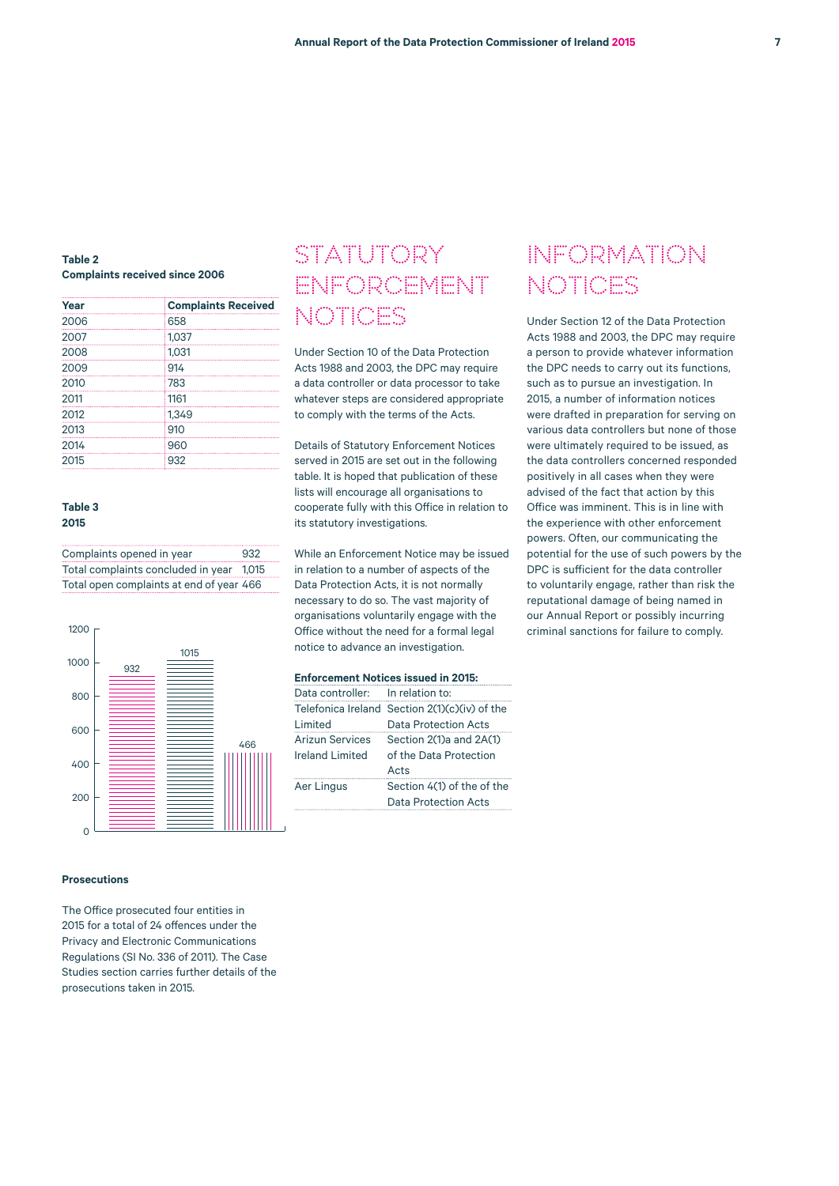**Table 2**
**Complaints received since 2006**

| Year | Complaints Received |
|---|---|
| 2006 | 658 |
| 2007 | 1,037 |
| 2008 | 1,031 |
| 2009 | 914 |
| 2010 | 783 |
| 2011 | 1161 |
| 2012 | 1,349 |
| 2013 | 910 |
| 2014 | 960 |
| 2015 | 932 |

**Table 3**
**2015**

| | |
|---|---|
| Complaints opened in year | 932 |
| Total complaints concluded in year | 1,015 |
| Total open complaints at end of year | 466 |

### Prosecutions

The Office prosecuted four entities in 2015 for a total of 24 offences under the Privacy and Electronic Communications Regulations (SI No. 336 of 2011). The Case Studies section carries further details of the prosecutions taken in 2015.

# STATUTORY ENFORCEMENT NOTICES

Under Section 10 of the Data Protection Acts 1988 and 2003, the DPC may require a data controller or data processor to take whatever steps are considered appropriate to comply with the terms of the Acts.

Details of Statutory Enforcement Notices served in 2015 are set out in the following table. It is hoped that publication of these lists will encourage all organisations to cooperate fully with this Office in relation to its statutory investigations.

While an Enforcement Notice may be issued in relation to a number of aspects of the Data Protection Acts, it is not normally necessary to do so. The vast majority of organisations voluntarily engage with the Office without the need for a formal legal notice to advance an investigation.

**Enforcement Notices issued in 2015:**

| Data controller: | In relation to: |
|---|---|
| Telefonica Ireland Limited | Section 2(1)(c)(iv) of the Data Protection Acts |
| Arizun Services Ireland Limited | Section 2(1)a and 2A(1) of the Data Protection Acts |
| Aer Lingus | Section 4(1) of the of the Data Protection Acts |

# INFORMATION NOTICES

Under Section 12 of the Data Protection Acts 1988 and 2003, the DPC may require a person to provide whatever information the DPC needs to carry out its functions, such as to pursue an investigation. In 2015, a number of information notices were drafted in preparation for serving on various data controllers but none of those were ultimately required to be issued, as the data controllers concerned responded positively in all cases when they were advised of the fact that action by this Office was imminent. This is in line with the experience with other enforcement powers. Often, our communicating the potential for the use of such powers by the DPC is sufficient for the data controller to voluntarily engage, rather than risk the reputational damage of being named in our Annual Report or possibly incurring criminal sanctions for failure to comply.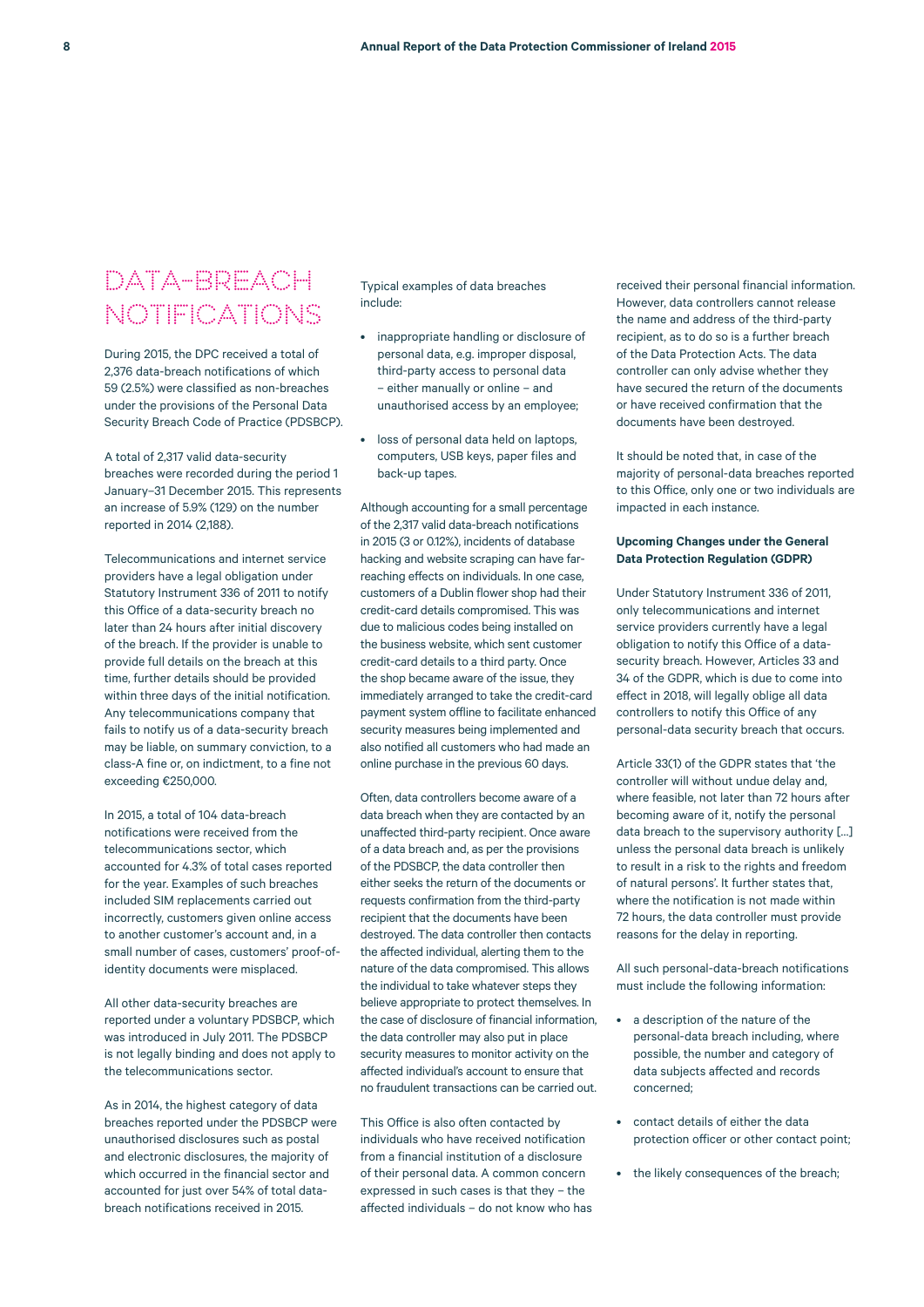# DATA-BREACH NOTIFICATIONS

During 2015, the DPC received a total of 2,376 data-breach notifications of which 59 (2.5%) were classified as non-breaches under the provisions of the Personal Data Security Breach Code of Practice (PDSBCP).

A total of 2,317 valid data-security breaches were recorded during the period 1 January–31 December 2015. This represents an increase of 5.9% (129) on the number reported in 2014 (2,188).

Telecommunications and internet service providers have a legal obligation under Statutory Instrument 336 of 2011 to notify this Office of a data-security breach no later than 24 hours after initial discovery of the breach. If the provider is unable to provide full details on the breach at this time, further details should be provided within three days of the initial notification. Any telecommunications company that fails to notify us of a data-security breach may be liable, on summary conviction, to a class-A fine or, on indictment, to a fine not exceeding €250,000.

In 2015, a total of 104 data-breach notifications were received from the telecommunications sector, which accounted for 4.3% of total cases reported for the year. Examples of such breaches included SIM replacements carried out incorrectly, customers given online access to another customer's account and, in a small number of cases, customers' proof-of-identity documents were misplaced.

All other data-security breaches are reported under a voluntary PDSBCP, which was introduced in July 2011. The PDSBCP is not legally binding and does not apply to the telecommunications sector.

As in 2014, the highest category of data breaches reported under the PDSBCP were unauthorised disclosures such as postal and electronic disclosures, the majority of which occurred in the financial sector and accounted for just over 54% of total data-breach notifications received in 2015.

Typical examples of data breaches include:

- inappropriate handling or disclosure of personal data, e.g. improper disposal, third-party access to personal data – either manually or online – and unauthorised access by an employee;
- loss of personal data held on laptops, computers, USB keys, paper files and back-up tapes.

Although accounting for a small percentage of the 2,317 valid data-breach notifications in 2015 (3 or 0.12%), incidents of database hacking and website scraping can have far-reaching effects on individuals. In one case, customers of a Dublin flower shop had their credit-card details compromised. This was due to malicious codes being installed on the business website, which sent customer credit-card details to a third party. Once the shop became aware of the issue, they immediately arranged to take the credit-card payment system offline to facilitate enhanced security measures being implemented and also notified all customers who had made an online purchase in the previous 60 days.

Often, data controllers become aware of a data breach when they are contacted by an unaffected third-party recipient. Once aware of a data breach and, as per the provisions of the PDSBCP, the data controller then either seeks the return of the documents or requests confirmation from the third-party recipient that the documents have been destroyed. The data controller then contacts the affected individual, alerting them to the nature of the data compromised. This allows the individual to take whatever steps they believe appropriate to protect themselves. In the case of disclosure of financial information, the data controller may also put in place security measures to monitor activity on the affected individual's account to ensure that no fraudulent transactions can be carried out.

This Office is also often contacted by individuals who have received notification from a financial institution of a disclosure of their personal data. A common concern expressed in such cases is that they – the affected individuals – do not know who has received their personal financial information. However, data controllers cannot release the name and address of the third-party recipient, as to do so is a further breach of the Data Protection Acts. The data controller can only advise whether they have secured the return of the documents or have received confirmation that the documents have been destroyed.

It should be noted that, in case of the majority of personal-data breaches reported to this Office, only one or two individuals are impacted in each instance.

**Upcoming Changes under the General Data Protection Regulation (GDPR)**

Under Statutory Instrument 336 of 2011, only telecommunications and internet service providers currently have a legal obligation to notify this Office of a data-security breach. However, Articles 33 and 34 of the GDPR, which is due to come into effect in 2018, will legally oblige all data controllers to notify this Office of any personal-data security breach that occurs.

Article 33(1) of the GDPR states that 'the controller will without undue delay and, where feasible, not later than 72 hours after becoming aware of it, notify the personal data breach to the supervisory authority [...] unless the personal data breach is unlikely to result in a risk to the rights and freedom of natural persons'. It further states that, where the notification is not made within 72 hours, the data controller must provide reasons for the delay in reporting.

All such personal-data-breach notifications must include the following information:

- a description of the nature of the personal-data breach including, where possible, the number and category of data subjects affected and records concerned;
- contact details of either the data protection officer or other contact point;
- the likely consequences of the breach;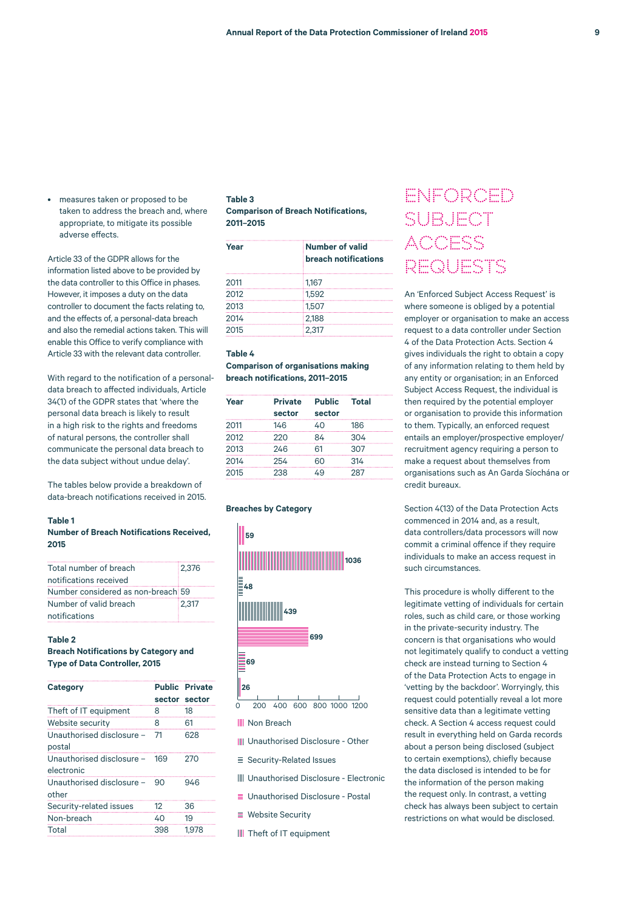- measures taken or proposed to be taken to address the breach and, where appropriate, to mitigate its possible adverse effects.

Article 33 of the GDPR allows for the information listed above to be provided by the data controller to this Office in phases. However, it imposes a duty on the data controller to document the facts relating to, and the effects of, a personal-data breach and also the remedial actions taken. This will enable this Office to verify compliance with Article 33 with the relevant data controller.

With regard to the notification of a personal-data breach to affected individuals, Article 34(1) of the GDPR states that 'where the personal data breach is likely to result in a high risk to the rights and freedoms of natural persons, the controller shall communicate the personal data breach to the data subject without undue delay'.

The tables below provide a breakdown of data-breach notifications received in 2015.

**Table 1**
**Number of Breach Notifications Received, 2015**

| | |
|---|---|
| Total number of breach notifications received | 2,376 |
| Number considered as non-breach | 59 |
| Number of valid breach notifications | 2,317 |

**Table 2**
**Breach Notifications by Category and Type of Data Controller, 2015**

| Category | Public sector | Private sector |
|---|---|---|
| Theft of IT equipment | 8 | 18 |
| Website security | 8 | 61 |
| Unauthorised disclosure – postal | 71 | 628 |
| Unauthorised disclosure – electronic | 169 | 270 |
| Unauthorised disclosure – other | 90 | 946 |
| Security-related issues | 12 | 36 |
| Non-breach | 40 | 19 |
| Total | 398 | 1,978 |

**Table 3**
**Comparison of Breach Notifications, 2011–2015**

| Year | Number of valid breach notifications |
|---|---|
| 2011 | 1,167 |
| 2012 | 1,592 |
| 2013 | 1,507 |
| 2014 | 2,188 |
| 2015 | 2,317 |

**Table 4**
**Comparison of organisations making breach notifications, 2011–2015**

| Year | Private sector | Public sector | Total |
|---|---|---|---|
| 2011 | 146 | 40 | 186 |
| 2012 | 220 | 84 | 304 |
| 2013 | 246 | 61 | 307 |
| 2014 | 254 | 60 | 314 |
| 2015 | 238 | 49 | 287 |

**Breaches by Category**

| Category | Number |
|---|---|
| Non Breach | 59 |
| Unauthorised Disclosure - Other | 1036 |
| Security-Related Issues | 48 |
| Unauthorised Disclosure - Electronic | 439 |
| Unauthorised Disclosure - Postal | 699 |
| Website Security | 69 |
| Theft of IT equipment | 26 |

# ENFORCED SUBJECT ACCESS REQUESTS

An 'Enforced Subject Access Request' is where someone is obliged by a potential employer or organisation to make an access request to a data controller under Section 4 of the Data Protection Acts. Section 4 gives individuals the right to obtain a copy of any information relating to them held by any entity or organisation; in an Enforced Subject Access Request, the individual is then required by the potential employer or organisation to provide this information to them. Typically, an enforced request entails an employer/prospective employer/recruitment agency requiring a person to make a request about themselves from organisations such as An Garda Síochána or credit bureaux.

Section 4(13) of the Data Protection Acts commenced in 2014 and, as a result, data controllers/data processors will now commit a criminal offence if they require individuals to make an access request in such circumstances.

This procedure is wholly different to the legitimate vetting of individuals for certain roles, such as child care, or those working in the private-security industry. The concern is that organisations who would not legitimately qualify to conduct a vetting check are instead turning to Section 4 of the Data Protection Acts to engage in 'vetting by the backdoor'. Worryingly, this request could potentially reveal a lot more sensitive data than a legitimate vetting check. A Section 4 access request could result in everything held on Garda records about a person being disclosed (subject to certain exemptions), chiefly because the data disclosed is intended to be for the information of the person making the request only. In contrast, a vetting check has always been subject to certain restrictions on what would be disclosed.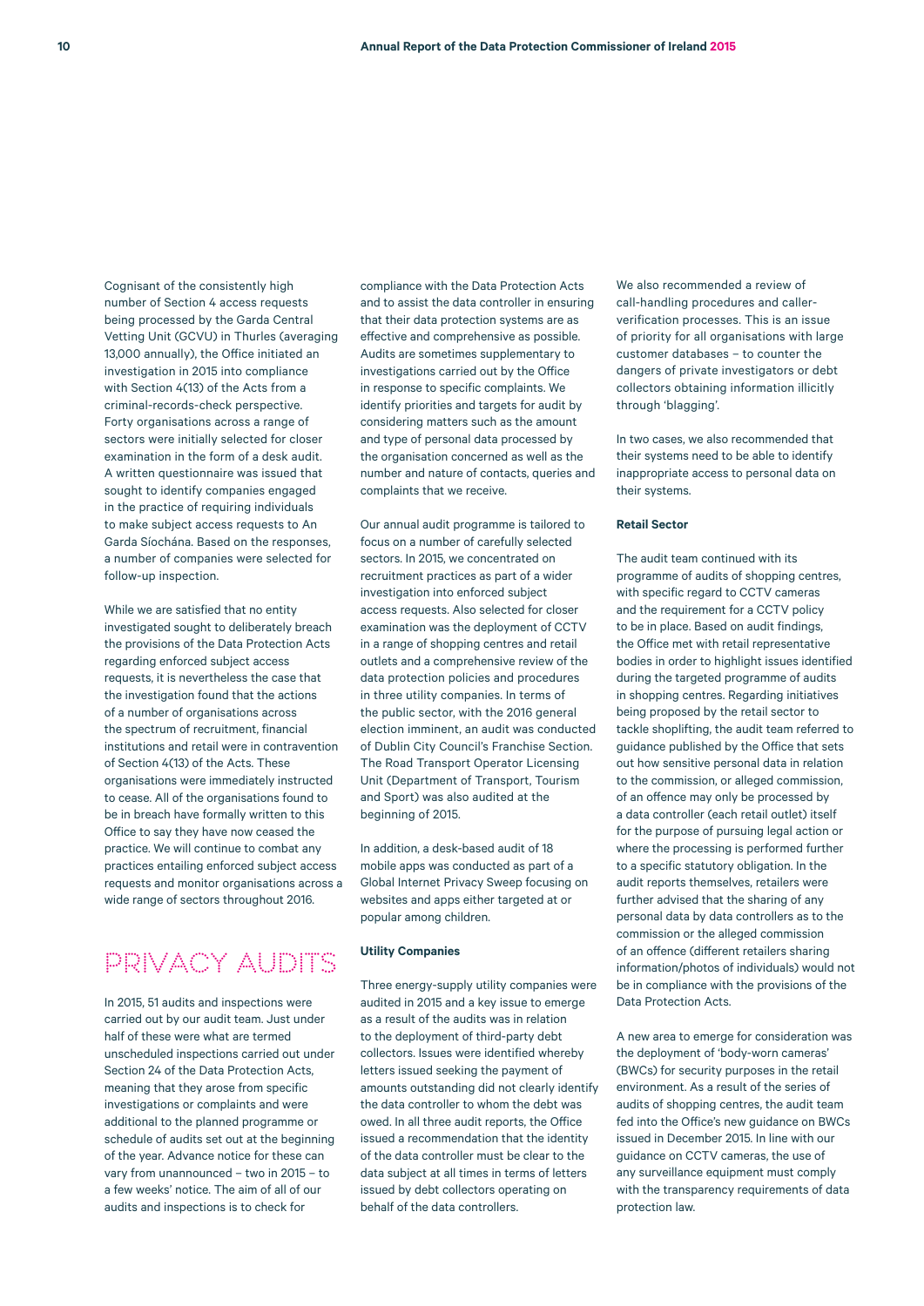Cognisant of the consistently high number of Section 4 access requests being processed by the Garda Central Vetting Unit (GCVU) in Thurles (averaging 13,000 annually), the Office initiated an investigation in 2015 into compliance with Section 4(13) of the Acts from a criminal-records-check perspective. Forty organisations across a range of sectors were initially selected for closer examination in the form of a desk audit. A written questionnaire was issued that sought to identify companies engaged in the practice of requiring individuals to make subject access requests to An Garda Síochána. Based on the responses, a number of companies were selected for follow-up inspection.

While we are satisfied that no entity investigated sought to deliberately breach the provisions of the Data Protection Acts regarding enforced subject access requests, it is nevertheless the case that the investigation found that the actions of a number of organisations across the spectrum of recruitment, financial institutions and retail were in contravention of Section 4(13) of the Acts. These organisations were immediately instructed to cease. All of the organisations found to be in breach have formally written to this Office to say they have now ceased the practice. We will continue to combat any practices entailing enforced subject access requests and monitor organisations across a wide range of sectors throughout 2016.

## PRIVACY AUDITS

In 2015, 51 audits and inspections were carried out by our audit team. Just under half of these were what are termed unscheduled inspections carried out under Section 24 of the Data Protection Acts, meaning that they arose from specific investigations or complaints and were additional to the planned programme or schedule of audits set out at the beginning of the year. Advance notice for these can vary from unannounced – two in 2015 – to a few weeks' notice. The aim of all of our audits and inspections is to check for compliance with the Data Protection Acts and to assist the data controller in ensuring that their data protection systems are as effective and comprehensive as possible. Audits are sometimes supplementary to investigations carried out by the Office in response to specific complaints. We identify priorities and targets for audit by considering matters such as the amount and type of personal data processed by the organisation concerned as well as the number and nature of contacts, queries and complaints that we receive.

Our annual audit programme is tailored to focus on a number of carefully selected sectors. In 2015, we concentrated on recruitment practices as part of a wider investigation into enforced subject access requests. Also selected for closer examination was the deployment of CCTV in a range of shopping centres and retail outlets and a comprehensive review of the data protection policies and procedures in three utility companies. In terms of the public sector, with the 2016 general election imminent, an audit was conducted of Dublin City Council's Franchise Section. The Road Transport Operator Licensing Unit (Department of Transport, Tourism and Sport) was also audited at the beginning of 2015.

In addition, a desk-based audit of 18 mobile apps was conducted as part of a Global Internet Privacy Sweep focusing on websites and apps either targeted at or popular among children.

**Utility Companies**

Three energy-supply utility companies were audited in 2015 and a key issue to emerge as a result of the audits was in relation to the deployment of third-party debt collectors. Issues were identified whereby letters issued seeking the payment of amounts outstanding did not clearly identify the data controller to whom the debt was owed. In all three audit reports, the Office issued a recommendation that the identity of the data controller must be clear to the data subject at all times in terms of letters issued by debt collectors operating on behalf of the data controllers.

We also recommended a review of call-handling procedures and caller-verification processes. This is an issue of priority for all organisations with large customer databases – to counter the dangers of private investigators or debt collectors obtaining information illicitly through 'blagging'.

In two cases, we also recommended that their systems need to be able to identify inappropriate access to personal data on their systems.

**Retail Sector**

The audit team continued with its programme of audits of shopping centres, with specific regard to CCTV cameras and the requirement for a CCTV policy to be in place. Based on audit findings, the Office met with retail representative bodies in order to highlight issues identified during the targeted programme of audits in shopping centres. Regarding initiatives being proposed by the retail sector to tackle shoplifting, the audit team referred to guidance published by the Office that sets out how sensitive personal data in relation to the commission, or alleged commission, of an offence may only be processed by a data controller (each retail outlet) itself for the purpose of pursuing legal action or where the processing is performed further to a specific statutory obligation. In the audit reports themselves, retailers were further advised that the sharing of any personal data by data controllers as to the commission or the alleged commission of an offence (different retailers sharing information/photos of individuals) would not be in compliance with the provisions of the Data Protection Acts.

A new area to emerge for consideration was the deployment of 'body-worn cameras' (BWCs) for security purposes in the retail environment. As a result of the series of audits of shopping centres, the audit team fed into the Office's new guidance on BWCs issued in December 2015. In line with our guidance on CCTV cameras, the use of any surveillance equipment must comply with the transparency requirements of data protection law.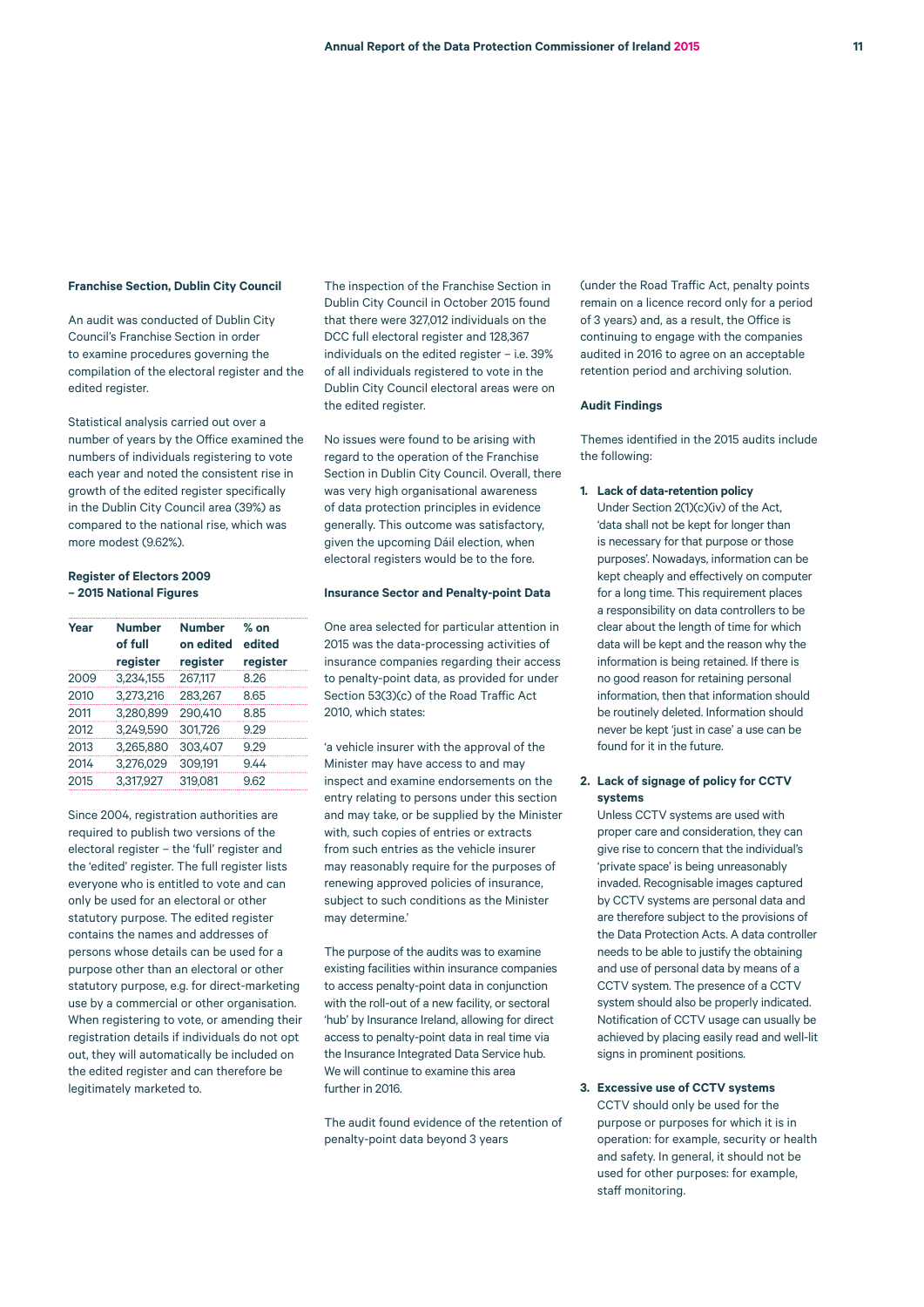### Franchise Section, Dublin City Council

An audit was conducted of Dublin City Council's Franchise Section in order to examine procedures governing the compilation of the electoral register and the edited register.

Statistical analysis carried out over a number of years by the Office examined the numbers of individuals registering to vote each year and noted the consistent rise in growth of the edited register specifically in the Dublin City Council area (39%) as compared to the national rise, which was more modest (9.62%).

**Register of Electors 2009 – 2015 National Figures**

| Year | Number of full register | Number on edited register | % on edited register |
|---|---|---|---|
| 2009 | 3,234,155 | 267,117 | 8.26 |
| 2010 | 3,273,216 | 283,267 | 8.65 |
| 2011 | 3,280,899 | 290,410 | 8.85 |
| 2012 | 3,249,590 | 301,726 | 9.29 |
| 2013 | 3,265,880 | 303,407 | 9.29 |
| 2014 | 3,276,029 | 309,191 | 9.44 |
| 2015 | 3,317,927 | 319,081 | 9.62 |

Since 2004, registration authorities are required to publish two versions of the electoral register – the 'full' register and the 'edited' register. The full register lists everyone who is entitled to vote and can only be used for an electoral or other statutory purpose. The edited register contains the names and addresses of persons whose details can be used for a purpose other than an electoral or other statutory purpose, e.g. for direct-marketing use by a commercial or other organisation. When registering to vote, or amending their registration details if individuals do not opt out, they will automatically be included on the edited register and can therefore be legitimately marketed to.

The inspection of the Franchise Section in Dublin City Council in October 2015 found that there were 327,012 individuals on the DCC full electoral register and 128,367 individuals on the edited register – i.e. 39% of all individuals registered to vote in the Dublin City Council electoral areas were on the edited register.

No issues were found to be arising with regard to the operation of the Franchise Section in Dublin City Council. Overall, there was very high organisational awareness of data protection principles in evidence generally. This outcome was satisfactory, given the upcoming Dáil election, when electoral registers would be to the fore.

### Insurance Sector and Penalty-point Data

One area selected for particular attention in 2015 was the data-processing activities of insurance companies regarding their access to penalty-point data, as provided for under Section 53(3)(c) of the Road Traffic Act 2010, which states:

'a vehicle insurer with the approval of the Minister may have access to and may inspect and examine endorsements on the entry relating to persons under this section and may take, or be supplied by the Minister with, such copies of entries or extracts from such entries as the vehicle insurer may reasonably require for the purposes of renewing approved policies of insurance, subject to such conditions as the Minister may determine.'

The purpose of the audits was to examine existing facilities within insurance companies to access penalty-point data in conjunction with the roll-out of a new facility, or sectoral 'hub' by Insurance Ireland, allowing for direct access to penalty-point data in real time via the Insurance Integrated Data Service hub. We will continue to examine this area further in 2016.

The audit found evidence of the retention of penalty-point data beyond 3 years (under the Road Traffic Act, penalty points remain on a licence record only for a period of 3 years) and, as a result, the Office is continuing to engage with the companies audited in 2016 to agree on an acceptable retention period and archiving solution.

### Audit Findings

Themes identified in the 2015 audits include the following:

1. **Lack of data-retention policy**
   Under Section 2(1)(c)(iv) of the Act, 'data shall not be kept for longer than is necessary for that purpose or those purposes'. Nowadays, information can be kept cheaply and effectively on computer for a long time. This requirement places a responsibility on data controllers to be clear about the length of time for which data will be kept and the reason why the information is being retained. If there is no good reason for retaining personal information, then that information should be routinely deleted. Information should never be kept 'just in case' a use can be found for it in the future.

2. **Lack of signage of policy for CCTV systems**
   Unless CCTV systems are used with proper care and consideration, they can give rise to concern that the individual's 'private space' is being unreasonably invaded. Recognisable images captured by CCTV systems are personal data and are therefore subject to the provisions of the Data Protection Acts. A data controller needs to be able to justify the obtaining and use of personal data by means of a CCTV system. The presence of a CCTV system should also be properly indicated. Notification of CCTV usage can usually be achieved by placing easily read and well-lit signs in prominent positions.

3. **Excessive use of CCTV systems**
   CCTV should only be used for the purpose or purposes for which it is in operation: for example, security or health and safety. In general, it should not be used for other purposes: for example, staff monitoring.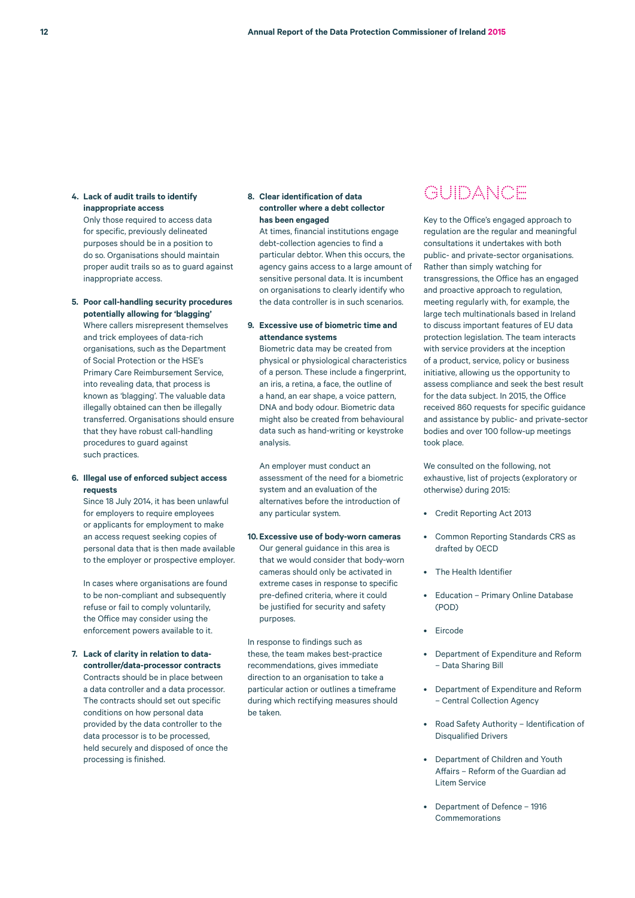4. **Lack of audit trails to identify inappropriate access**
   Only those required to access data for specific, previously delineated purposes should be in a position to do so. Organisations should maintain proper audit trails so as to guard against inappropriate access.

5. **Poor call-handling security procedures potentially allowing for 'blagging'**
   Where callers misrepresent themselves and trick employees of data-rich organisations, such as the Department of Social Protection or the HSE's Primary Care Reimbursement Service, into revealing data, that process is known as 'blagging'. The valuable data illegally obtained can then be illegally transferred. Organisations should ensure that they have robust call-handling procedures to guard against such practices.

6. **Illegal use of enforced subject access requests**
   Since 18 July 2014, it has been unlawful for employers to require employees or applicants for employment to make an access request seeking copies of personal data that is then made available to the employer or prospective employer.

   In cases where organisations are found to be non-compliant and subsequently refuse or fail to comply voluntarily, the Office may consider using the enforcement powers available to it.

7. **Lack of clarity in relation to data-controller/data-processor contracts**
   Contracts should be in place between a data controller and a data processor. The contracts should set out specific conditions on how personal data provided by the data controller to the data processor is to be processed, held securely and disposed of once the processing is finished.

8. **Clear identification of data controller where a debt collector has been engaged**
   At times, financial institutions engage debt-collection agencies to find a particular debtor. When this occurs, the agency gains access to a large amount of sensitive personal data. It is incumbent on organisations to clearly identify who the data controller is in such scenarios.

9. **Excessive use of biometric time and attendance systems**
   Biometric data may be created from physical or physiological characteristics of a person. These include a fingerprint, an iris, a retina, a face, the outline of a hand, an ear shape, a voice pattern, DNA and body odour. Biometric data might also be created from behavioural data such as hand-writing or keystroke analysis.

   An employer must conduct an assessment of the need for a biometric system and an evaluation of the alternatives before the introduction of any particular system.

10. **Excessive use of body-worn cameras**
    Our general guidance in this area is that we would consider that body-worn cameras should only be activated in extreme cases in response to specific pre-defined criteria, where it could be justified for security and safety purposes.

In response to findings such as these, the team makes best-practice recommendations, gives immediate direction to an organisation to take a particular action or outlines a timeframe during which rectifying measures should be taken.

## GUIDANCE

Key to the Office's engaged approach to regulation are the regular and meaningful consultations it undertakes with both public- and private-sector organisations. Rather than simply watching for transgressions, the Office has an engaged and proactive approach to regulation, meeting regularly with, for example, the large tech multinationals based in Ireland to discuss important features of EU data protection legislation. The team interacts with service providers at the inception of a product, service, policy or business initiative, allowing us the opportunity to assess compliance and seek the best result for the data subject. In 2015, the Office received 860 requests for specific guidance and assistance by public- and private-sector bodies and over 100 follow-up meetings took place.

We consulted on the following, not exhaustive, list of projects (exploratory or otherwise) during 2015:

- Credit Reporting Act 2013
- Common Reporting Standards CRS as drafted by OECD
- The Health Identifier
- Education – Primary Online Database (POD)
- Eircode
- Department of Expenditure and Reform – Data Sharing Bill
- Department of Expenditure and Reform – Central Collection Agency
- Road Safety Authority – Identification of Disqualified Drivers
- Department of Children and Youth Affairs – Reform of the Guardian ad Litem Service
- Department of Defence – 1916 Commemorations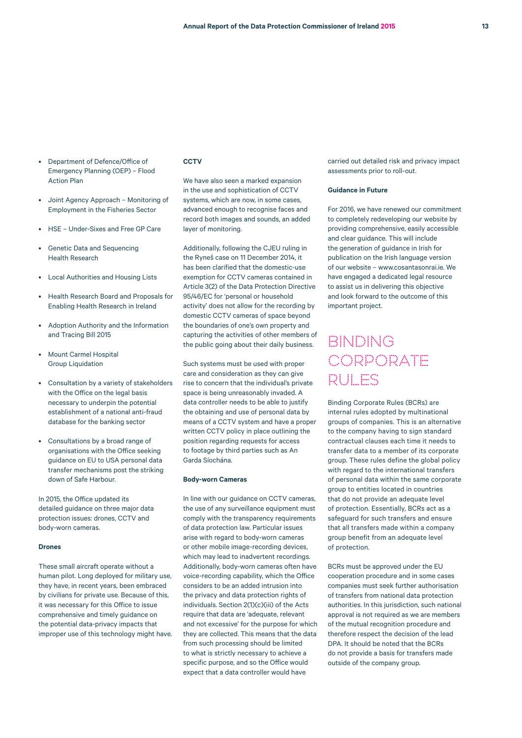- Department of Defence/Office of Emergency Planning (OEP) – Flood Action Plan
- Joint Agency Approach – Monitoring of Employment in the Fisheries Sector
- HSE – Under-Sixes and Free GP Care
- Genetic Data and Sequencing Health Research
- Local Authorities and Housing Lists
- Health Research Board and Proposals for Enabling Health Research in Ireland
- Adoption Authority and the Information and Tracing Bill 2015
- Mount Carmel Hospital Group Liquidation
- Consultation by a variety of stakeholders with the Office on the legal basis necessary to underpin the potential establishment of a national anti-fraud database for the banking sector
- Consultations by a broad range of organisations with the Office seeking guidance on EU to USA personal data transfer mechanisms post the striking down of Safe Harbour.

In 2015, the Office updated its detailed guidance on three major data protection issues: drones, CCTV and body-worn cameras.

**Drones**

These small aircraft operate without a human pilot. Long deployed for military use, they have, in recent years, been embraced by civilians for private use. Because of this, it was necessary for this Office to issue comprehensive and timely guidance on the potential data-privacy impacts that improper use of this technology might have.

**CCTV**

We have also seen a marked expansion in the use and sophistication of CCTV systems, which are now, in some cases, advanced enough to recognise faces and record both images and sounds, an added layer of monitoring.

Additionally, following the CJEU ruling in the Ryneš case on 11 December 2014, it has been clarified that the domestic-use exemption for CCTV cameras contained in Article 3(2) of the Data Protection Directive 95/46/EC for 'personal or household activity' does not allow for the recording by domestic CCTV cameras of space beyond the boundaries of one's own property and capturing the activities of other members of the public going about their daily business.

Such systems must be used with proper care and consideration as they can give rise to concern that the individual's private space is being unreasonably invaded. A data controller needs to be able to justify the obtaining and use of personal data by means of a CCTV system and have a proper written CCTV policy in place outlining the position regarding requests for access to footage by third parties such as An Garda Síochána.

**Body-worn Cameras**

In line with our guidance on CCTV cameras, the use of any surveillance equipment must comply with the transparency requirements of data protection law. Particular issues arise with regard to body-worn cameras or other mobile image-recording devices, which may lead to inadvertent recordings. Additionally, body-worn cameras often have voice-recording capability, which the Office considers to be an added intrusion into the privacy and data protection rights of individuals. Section 2(1)(c)(iii) of the Acts require that data are 'adequate, relevant and not excessive' for the purpose for which they are collected. This means that the data from such processing should be limited to what is strictly necessary to achieve a specific purpose, and so the Office would expect that a data controller would have carried out detailed risk and privacy impact assessments prior to roll-out.

**Guidance in Future**

For 2016, we have renewed our commitment to completely redeveloping our website by providing comprehensive, easily accessible and clear guidance. This will include the generation of guidance in Irish for publication on the Irish language version of our website – www.cosantasonrai.ie. We have engaged a dedicated legal resource to assist us in delivering this objective and look forward to the outcome of this important project.

# BINDING CORPORATE RULES

Binding Corporate Rules (BCRs) are internal rules adopted by multinational groups of companies. This is an alternative to the company having to sign standard contractual clauses each time it needs to transfer data to a member of its corporate group. These rules define the global policy with regard to the international transfers of personal data within the same corporate group to entities located in countries that do not provide an adequate level of protection. Essentially, BCRs act as a safeguard for such transfers and ensure that all transfers made within a company group benefit from an adequate level of protection.

BCRs must be approved under the EU cooperation procedure and in some cases companies must seek further authorisation of transfers from national data protection authorities. In this jurisdiction, such national approval is not required as we are members of the mutual recognition procedure and therefore respect the decision of the lead DPA. It should be noted that the BCRs do not provide a basis for transfers made outside of the company group.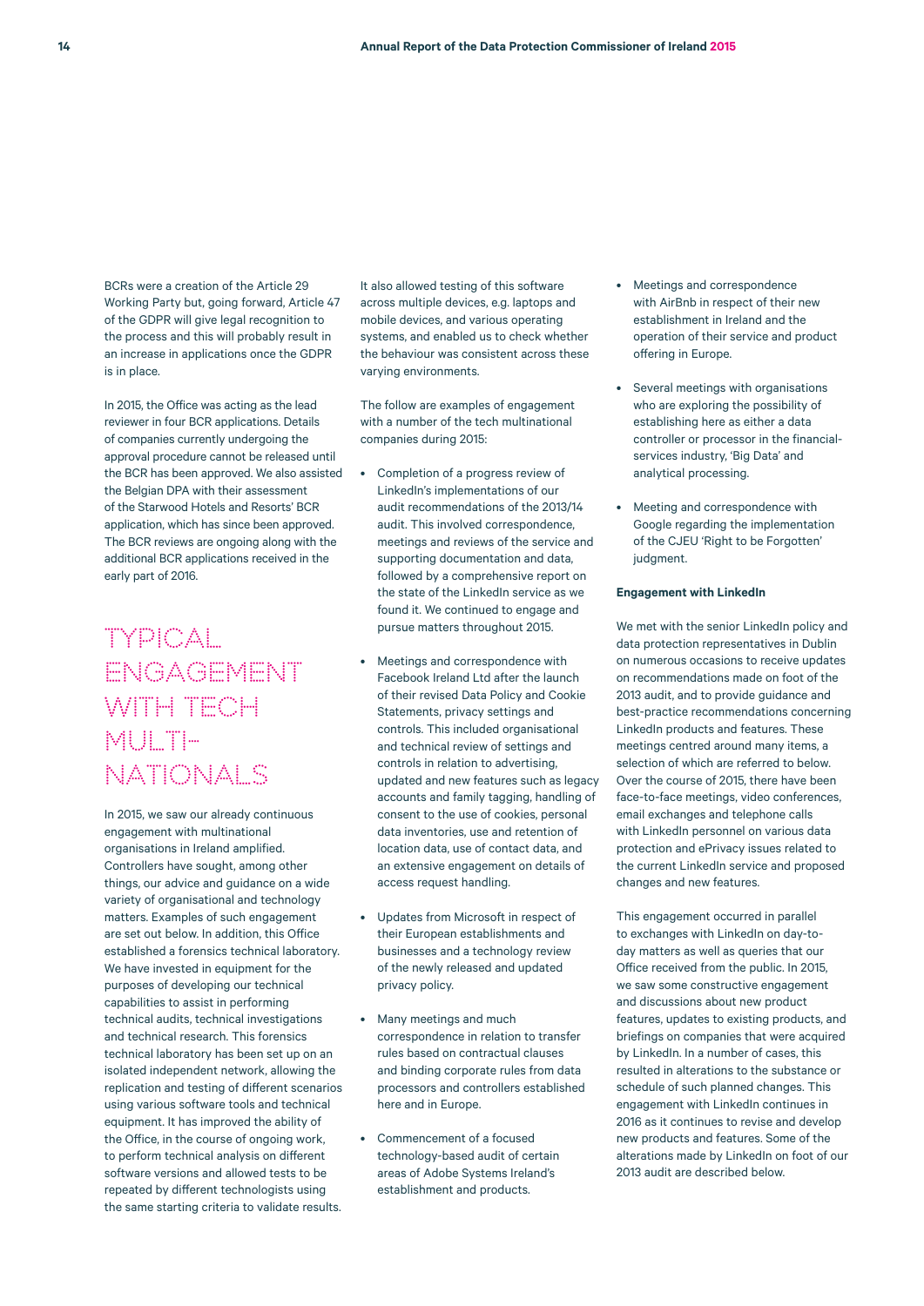BCRs were a creation of the Article 29 Working Party but, going forward, Article 47 of the GDPR will give legal recognition to the process and this will probably result in an increase in applications once the GDPR is in place.

In 2015, the Office was acting as the lead reviewer in four BCR applications. Details of companies currently undergoing the approval procedure cannot be released until the BCR has been approved. We also assisted the Belgian DPA with their assessment of the Starwood Hotels and Resorts' BCR application, which has since been approved. The BCR reviews are ongoing along with the additional BCR applications received in the early part of 2016.

## TYPICAL ENGAGEMENT WITH TECH MULTI-NATIONALS

In 2015, we saw our already continuous engagement with multinational organisations in Ireland amplified. Controllers have sought, among other things, our advice and guidance on a wide variety of organisational and technology matters. Examples of such engagement are set out below. In addition, this Office established a forensics technical laboratory. We have invested in equipment for the purposes of developing our technical capabilities to assist in performing technical audits, technical investigations and technical research. This forensics technical laboratory has been set up on an isolated independent network, allowing the replication and testing of different scenarios using various software tools and technical equipment. It has improved the ability of the Office, in the course of ongoing work, to perform technical analysis on different software versions and allowed tests to be repeated by different technologists using the same starting criteria to validate results. It also allowed testing of this software across multiple devices, e.g. laptops and mobile devices, and various operating systems, and enabled us to check whether the behaviour was consistent across these varying environments.

The follow are examples of engagement with a number of the tech multinational companies during 2015:

- Completion of a progress review of LinkedIn's implementations of our audit recommendations of the 2013/14 audit. This involved correspondence, meetings and reviews of the service and supporting documentation and data, followed by a comprehensive report on the state of the LinkedIn service as we found it. We continued to engage and pursue matters throughout 2015.
- Meetings and correspondence with Facebook Ireland Ltd after the launch of their revised Data Policy and Cookie Statements, privacy settings and controls. This included organisational and technical review of settings and controls in relation to advertising, updated and new features such as legacy accounts and family tagging, handling of consent to the use of cookies, personal data inventories, use and retention of location data, use of contact data, and an extensive engagement on details of access request handling.
- Updates from Microsoft in respect of their European establishments and businesses and a technology review of the newly released and updated privacy policy.
- Many meetings and much correspondence in relation to transfer rules based on contractual clauses and binding corporate rules from data processors and controllers established here and in Europe.
- Commencement of a focused technology-based audit of certain areas of Adobe Systems Ireland's establishment and products.
- Meetings and correspondence with AirBnb in respect of their new establishment in Ireland and the operation of their service and product offering in Europe.
- Several meetings with organisations who are exploring the possibility of establishing here as either a data controller or processor in the financial-services industry, 'Big Data' and analytical processing.
- Meeting and correspondence with Google regarding the implementation of the CJEU 'Right to be Forgotten' judgment.

### Engagement with LinkedIn

We met with the senior LinkedIn policy and data protection representatives in Dublin on numerous occasions to receive updates on recommendations made on foot of the 2013 audit, and to provide guidance and best-practice recommendations concerning LinkedIn products and features. These meetings centred around many items, a selection of which are referred to below. Over the course of 2015, there have been face-to-face meetings, video conferences, email exchanges and telephone calls with LinkedIn personnel on various data protection and ePrivacy issues related to the current LinkedIn service and proposed changes and new features.

This engagement occurred in parallel to exchanges with LinkedIn on day-to-day matters as well as queries that our Office received from the public. In 2015, we saw some constructive engagement and discussions about new product features, updates to existing products, and briefings on companies that were acquired by LinkedIn. In a number of cases, this resulted in alterations to the substance or schedule of such planned changes. This engagement with LinkedIn continues in 2016 as it continues to revise and develop new products and features. Some of the alterations made by LinkedIn on foot of our 2013 audit are described below.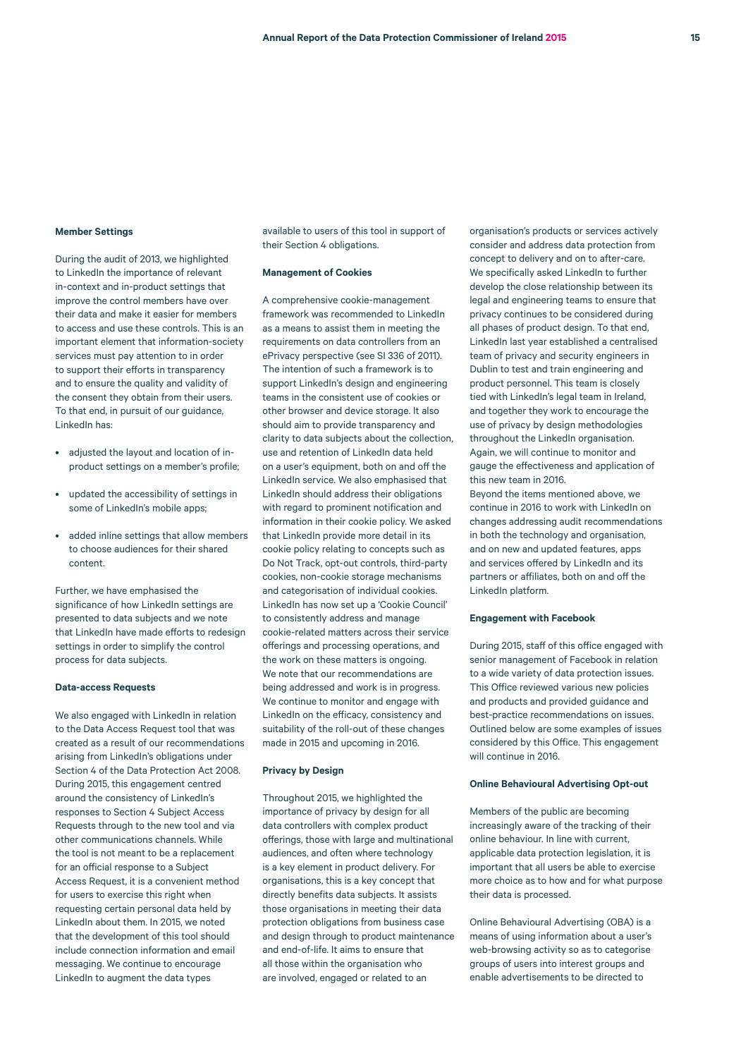### Member Settings

During the audit of 2013, we highlighted to LinkedIn the importance of relevant in-context and in-product settings that improve the control members have over their data and make it easier for members to access and use these controls. This is an important element that information-society services must pay attention to in order to support their efforts in transparency and to ensure the quality and validity of the consent they obtain from their users. To that end, in pursuit of our guidance, LinkedIn has:

- adjusted the layout and location of in-product settings on a member's profile;
- updated the accessibility of settings in some of LinkedIn's mobile apps;
- added inline settings that allow members to choose audiences for their shared content.

Further, we have emphasised the significance of how LinkedIn settings are presented to data subjects and we note that LinkedIn have made efforts to redesign settings in order to simplify the control process for data subjects.

### Data-access Requests

We also engaged with LinkedIn in relation to the Data Access Request tool that was created as a result of our recommendations arising from LinkedIn's obligations under Section 4 of the Data Protection Act 2008. During 2015, this engagement centred around the consistency of LinkedIn's responses to Section 4 Subject Access Requests through to the new tool and via other communications channels. While the tool is not meant to be a replacement for an official response to a Subject Access Request, it is a convenient method for users to exercise this right when requesting certain personal data held by LinkedIn about them. In 2015, we noted that the development of this tool should include connection information and email messaging. We continue to encourage LinkedIn to augment the data types available to users of this tool in support of their Section 4 obligations.

### Management of Cookies

A comprehensive cookie-management framework was recommended to LinkedIn as a means to assist them in meeting the requirements on data controllers from an ePrivacy perspective (see SI 336 of 2011). The intention of such a framework is to support LinkedIn's design and engineering teams in the consistent use of cookies or other browser and device storage. It also should aim to provide transparency and clarity to data subjects about the collection, use and retention of LinkedIn data held on a user's equipment, both on and off the LinkedIn service. We also emphasised that LinkedIn should address their obligations with regard to prominent notification and information in their cookie policy. We asked that LinkedIn provide more detail in its cookie policy relating to concepts such as Do Not Track, opt-out controls, third-party cookies, non-cookie storage mechanisms and categorisation of individual cookies. LinkedIn has now set up a 'Cookie Council' to consistently address and manage cookie-related matters across their service offerings and processing operations, and the work on these matters is ongoing. We note that our recommendations are being addressed and work is in progress. We continue to monitor and engage with LinkedIn on the efficacy, consistency and suitability of the roll-out of these changes made in 2015 and upcoming in 2016.

### Privacy by Design

Throughout 2015, we highlighted the importance of privacy by design for all data controllers with complex product offerings, those with large and multinational audiences, and often where technology is a key element in product delivery. For organisations, this is a key concept that directly benefits data subjects. It assists those organisations in meeting their data protection obligations from business case and design through to product maintenance and end-of-life. It aims to ensure that all those within the organisation who are involved, engaged or related to an organisation's products or services actively consider and address data protection from concept to delivery and on to after-care. We specifically asked LinkedIn to further develop the close relationship between its legal and engineering teams to ensure that privacy continues to be considered during all phases of product design. To that end, LinkedIn last year established a centralised team of privacy and security engineers in Dublin to test and train engineering and product personnel. This team is closely tied with LinkedIn's legal team in Ireland, and together they work to encourage the use of privacy by design methodologies throughout the LinkedIn organisation. Again, we will continue to monitor and gauge the effectiveness and application of this new team in 2016.

Beyond the items mentioned above, we continue in 2016 to work with LinkedIn on changes addressing audit recommendations in both the technology and organisation, and on new and updated features, apps and services offered by LinkedIn and its partners or affiliates, both on and off the LinkedIn platform.

### Engagement with Facebook

During 2015, staff of this office engaged with senior management of Facebook in relation to a wide variety of data protection issues. This Office reviewed various new policies and products and provided guidance and best-practice recommendations on issues. Outlined below are some examples of issues considered by this Office. This engagement will continue in 2016.

### Online Behavioural Advertising Opt-out

Members of the public are becoming increasingly aware of the tracking of their online behaviour. In line with current, applicable data protection legislation, it is important that all users be able to exercise more choice as to how and for what purpose their data is processed.

Online Behavioural Advertising (OBA) is a means of using information about a user's web-browsing activity so as to categorise groups of users into interest groups and enable advertisements to be directed to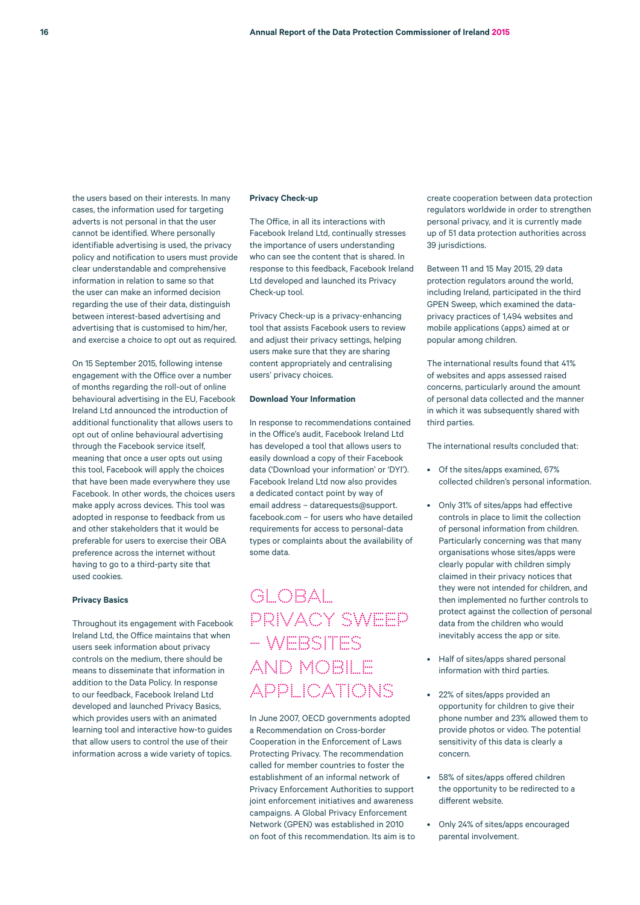the users based on their interests. In many cases, the information used for targeting adverts is not personal in that the user cannot be identified. Where personally identifiable advertising is used, the privacy policy and notification to users must provide clear understandable and comprehensive information in relation to same so that the user can make an informed decision regarding the use of their data, distinguish between interest-based advertising and advertising that is customised to him/her, and exercise a choice to opt out as required.

On 15 September 2015, following intense engagement with the Office over a number of months regarding the roll-out of online behavioural advertising in the EU, Facebook Ireland Ltd announced the introduction of additional functionality that allows users to opt out of online behavioural advertising through the Facebook service itself, meaning that once a user opts out using this tool, Facebook will apply the choices that have been made everywhere they use Facebook. In other words, the choices users make apply across devices. This tool was adopted in response to feedback from us and other stakeholders that it would be preferable for users to exercise their OBA preference across the internet without having to go to a third-party site that used cookies.

**Privacy Basics**

Throughout its engagement with Facebook Ireland Ltd, the Office maintains that when users seek information about privacy controls on the medium, there should be means to disseminate that information in addition to the Data Policy. In response to our feedback, Facebook Ireland Ltd developed and launched Privacy Basics, which provides users with an animated learning tool and interactive how-to guides that allow users to control the use of their information across a wide variety of topics.

**Privacy Check-up**

The Office, in all its interactions with Facebook Ireland Ltd, continually stresses the importance of users understanding who can see the content that is shared. In response to this feedback, Facebook Ireland Ltd developed and launched its Privacy Check-up tool.

Privacy Check-up is a privacy-enhancing tool that assists Facebook users to review and adjust their privacy settings, helping users make sure that they are sharing content appropriately and centralising users' privacy choices.

**Download Your Information**

In response to recommendations contained in the Office's audit, Facebook Ireland Ltd has developed a tool that allows users to easily download a copy of their Facebook data ('Download your information' or 'DYI'). Facebook Ireland Ltd now also provides a dedicated contact point by way of email address – datarequests@support.facebook.com – for users who have detailed requirements for access to personal-data types or complaints about the availability of some data.

## GLOBAL PRIVACY SWEEP – WEBSITES AND MOBILE APPLICATIONS

In June 2007, OECD governments adopted a Recommendation on Cross-border Cooperation in the Enforcement of Laws Protecting Privacy. The recommendation called for member countries to foster the establishment of an informal network of Privacy Enforcement Authorities to support joint enforcement initiatives and awareness campaigns. A Global Privacy Enforcement Network (GPEN) was established in 2010 on foot of this recommendation. Its aim is to create cooperation between data protection regulators worldwide in order to strengthen personal privacy, and it is currently made up of 51 data protection authorities across 39 jurisdictions.

Between 11 and 15 May 2015, 29 data protection regulators around the world, including Ireland, participated in the third GPEN Sweep, which examined the data-privacy practices of 1,494 websites and mobile applications (apps) aimed at or popular among children.

The international results found that 41% of websites and apps assessed raised concerns, particularly around the amount of personal data collected and the manner in which it was subsequently shared with third parties.

The international results concluded that:

- Of the sites/apps examined, 67% collected children's personal information.
- Only 31% of sites/apps had effective controls in place to limit the collection of personal information from children. Particularly concerning was that many organisations whose sites/apps were clearly popular with children simply claimed in their privacy notices that they were not intended for children, and then implemented no further controls to protect against the collection of personal data from the children who would inevitably access the app or site.
- Half of sites/apps shared personal information with third parties.
- 22% of sites/apps provided an opportunity for children to give their phone number and 23% allowed them to provide photos or video. The potential sensitivity of this data is clearly a concern.
- 58% of sites/apps offered children the opportunity to be redirected to a different website.
- Only 24% of sites/apps encouraged parental involvement.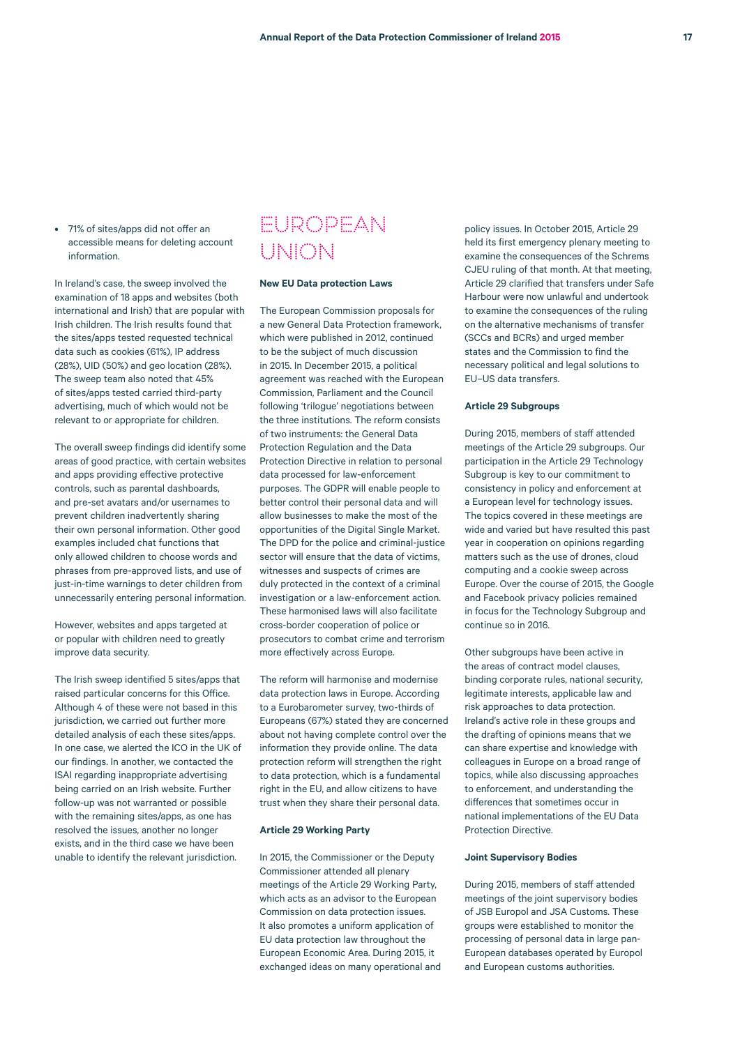- 71% of sites/apps did not offer an accessible means for deleting account information.

In Ireland's case, the sweep involved the examination of 18 apps and websites (both international and Irish) that are popular with Irish children. The Irish results found that the sites/apps tested requested technical data such as cookies (61%), IP address (28%), UID (50%) and geo location (28%). The sweep team also noted that 45% of sites/apps tested carried third-party advertising, much of which would not be relevant to or appropriate for children.

The overall sweep findings did identify some areas of good practice, with certain websites and apps providing effective protective controls, such as parental dashboards, and pre-set avatars and/or usernames to prevent children inadvertently sharing their own personal information. Other good examples included chat functions that only allowed children to choose words and phrases from pre-approved lists, and use of just-in-time warnings to deter children from unnecessarily entering personal information.

However, websites and apps targeted at or popular with children need to greatly improve data security.

The Irish sweep identified 5 sites/apps that raised particular concerns for this Office. Although 4 of these were not based in this jurisdiction, we carried out further more detailed analysis of each these sites/apps. In one case, we alerted the ICO in the UK of our findings. In another, we contacted the ISAI regarding inappropriate advertising being carried on an Irish website. Further follow-up was not warranted or possible with the remaining sites/apps, as one has resolved the issues, another no longer exists, and in the third case we have been unable to identify the relevant jurisdiction.

# EUROPEAN UNION

### New EU Data protection Laws

The European Commission proposals for a new General Data Protection framework, which were published in 2012, continued to be the subject of much discussion in 2015. In December 2015, a political agreement was reached with the European Commission, Parliament and the Council following 'trilogue' negotiations between the three institutions. The reform consists of two instruments: the General Data Protection Regulation and the Data Protection Directive in relation to personal data processed for law-enforcement purposes. The GDPR will enable people to better control their personal data and will allow businesses to make the most of the opportunities of the Digital Single Market. The DPD for the police and criminal-justice sector will ensure that the data of victims, witnesses and suspects of crimes are duly protected in the context of a criminal investigation or a law-enforcement action. These harmonised laws will also facilitate cross-border cooperation of police or prosecutors to combat crime and terrorism more effectively across Europe.

The reform will harmonise and modernise data protection laws in Europe. According to a Eurobarometer survey, two-thirds of Europeans (67%) stated they are concerned about not having complete control over the information they provide online. The data protection reform will strengthen the right to data protection, which is a fundamental right in the EU, and allow citizens to have trust when they share their personal data.

### Article 29 Working Party

In 2015, the Commissioner or the Deputy Commissioner attended all plenary meetings of the Article 29 Working Party, which acts as an advisor to the European Commission on data protection issues. It also promotes a uniform application of EU data protection law throughout the European Economic Area. During 2015, it exchanged ideas on many operational and policy issues. In October 2015, Article 29 held its first emergency plenary meeting to examine the consequences of the Schrems CJEU ruling of that month. At that meeting, Article 29 clarified that transfers under Safe Harbour were now unlawful and undertook to examine the consequences of the ruling on the alternative mechanisms of transfer (SCCs and BCRs) and urged member states and the Commission to find the necessary political and legal solutions to EU–US data transfers.

### Article 29 Subgroups

During 2015, members of staff attended meetings of the Article 29 subgroups. Our participation in the Article 29 Technology Subgroup is key to our commitment to consistency in policy and enforcement at a European level for technology issues. The topics covered in these meetings are wide and varied but have resulted this past year in cooperation on opinions regarding matters such as the use of drones, cloud computing and a cookie sweep across Europe. Over the course of 2015, the Google and Facebook privacy policies remained in focus for the Technology Subgroup and continue so in 2016.

Other subgroups have been active in the areas of contract model clauses, binding corporate rules, national security, legitimate interests, applicable law and risk approaches to data protection. Ireland's active role in these groups and the drafting of opinions means that we can share expertise and knowledge with colleagues in Europe on a broad range of topics, while also discussing approaches to enforcement, and understanding the differences that sometimes occur in national implementations of the EU Data Protection Directive.

### Joint Supervisory Bodies

During 2015, members of staff attended meetings of the joint supervisory bodies of JSB Europol and JSA Customs. These groups were established to monitor the processing of personal data in large pan-European databases operated by Europol and European customs authorities.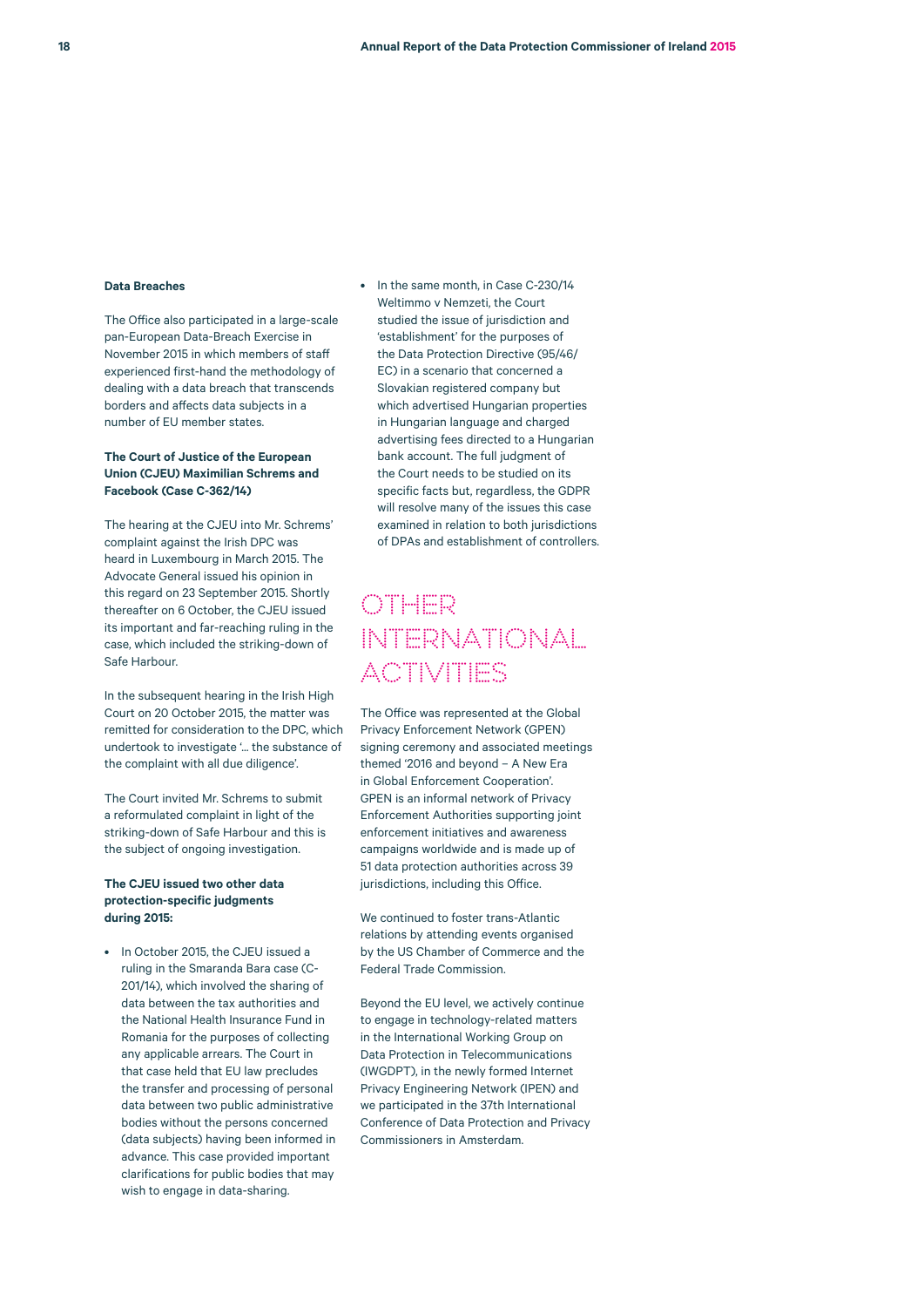### Data Breaches

The Office also participated in a large-scale pan-European Data-Breach Exercise in November 2015 in which members of staff experienced first-hand the methodology of dealing with a data breach that transcends borders and affects data subjects in a number of EU member states.

### The Court of Justice of the European Union (CJEU) Maximilian Schrems and Facebook (Case C-362/14)

The hearing at the CJEU into Mr. Schrems' complaint against the Irish DPC was heard in Luxembourg in March 2015. The Advocate General issued his opinion in this regard on 23 September 2015. Shortly thereafter on 6 October, the CJEU issued its important and far-reaching ruling in the case, which included the striking-down of Safe Harbour.

In the subsequent hearing in the Irish High Court on 20 October 2015, the matter was remitted for consideration to the DPC, which undertook to investigate '… the substance of the complaint with all due diligence'.

The Court invited Mr. Schrems to submit a reformulated complaint in light of the striking-down of Safe Harbour and this is the subject of ongoing investigation.

### The CJEU issued two other data protection-specific judgments during 2015:

- In October 2015, the CJEU issued a ruling in the Smaranda Bara case (C-201/14), which involved the sharing of data between the tax authorities and the National Health Insurance Fund in Romania for the purposes of collecting any applicable arrears. The Court in that case held that EU law precludes the transfer and processing of personal data between two public administrative bodies without the persons concerned (data subjects) having been informed in advance. This case provided important clarifications for public bodies that may wish to engage in data-sharing.
- In the same month, in Case C-230/14 Weltimmo v Nemzeti, the Court studied the issue of jurisdiction and 'establishment' for the purposes of the Data Protection Directive (95/46/EC) in a scenario that concerned a Slovakian registered company but which advertised Hungarian properties in Hungarian language and charged advertising fees directed to a Hungarian bank account. The full judgment of the Court needs to be studied on its specific facts but, regardless, the GDPR will resolve many of the issues this case examined in relation to both jurisdictions of DPAs and establishment of controllers.

## OTHER INTERNATIONAL ACTIVITIES

The Office was represented at the Global Privacy Enforcement Network (GPEN) signing ceremony and associated meetings themed '2016 and beyond – A New Era in Global Enforcement Cooperation'. GPEN is an informal network of Privacy Enforcement Authorities supporting joint enforcement initiatives and awareness campaigns worldwide and is made up of 51 data protection authorities across 39 jurisdictions, including this Office.

We continued to foster trans-Atlantic relations by attending events organised by the US Chamber of Commerce and the Federal Trade Commission.

Beyond the EU level, we actively continue to engage in technology-related matters in the International Working Group on Data Protection in Telecommunications (IWGDPT), in the newly formed Internet Privacy Engineering Network (IPEN) and we participated in the 37th International Conference of Data Protection and Privacy Commissioners in Amsterdam.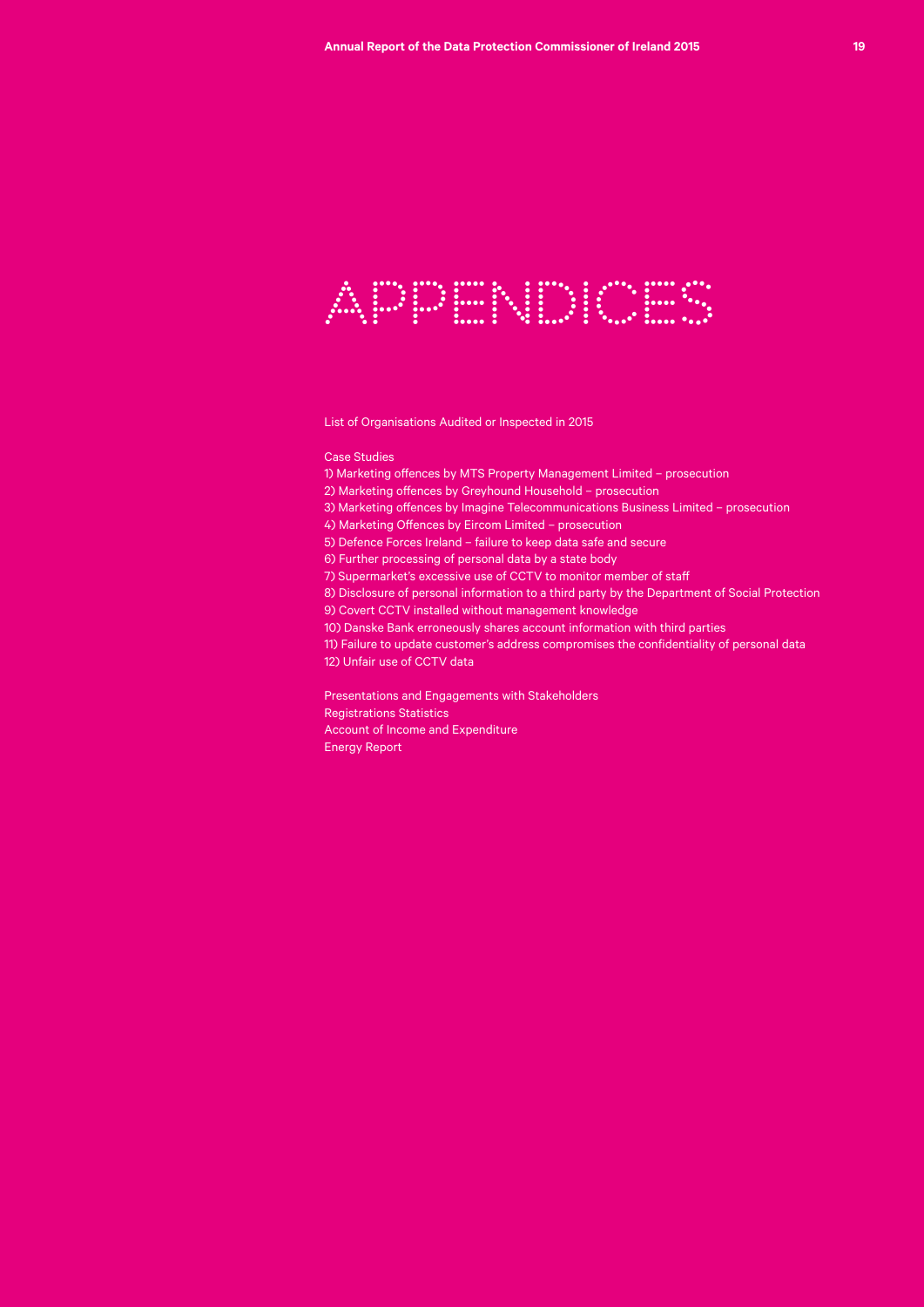# APPENDICES

List of Organisations Audited or Inspected in 2015

Case Studies

1) Marketing offences by MTS Property Management Limited – prosecution
2) Marketing offences by Greyhound Household – prosecution
3) Marketing offences by Imagine Telecommunications Business Limited – prosecution
4) Marketing Offences by Eircom Limited – prosecution
5) Defence Forces Ireland – failure to keep data safe and secure
6) Further processing of personal data by a state body
7) Supermarket's excessive use of CCTV to monitor member of staff
8) Disclosure of personal information to a third party by the Department of Social Protection
9) Covert CCTV installed without management knowledge
10) Danske Bank erroneously shares account information with third parties
11) Failure to update customer's address compromises the confidentiality of personal data
12) Unfair use of CCTV data

Presentations and Engagements with Stakeholders
Registrations Statistics
Account of Income and Expenditure
Energy Report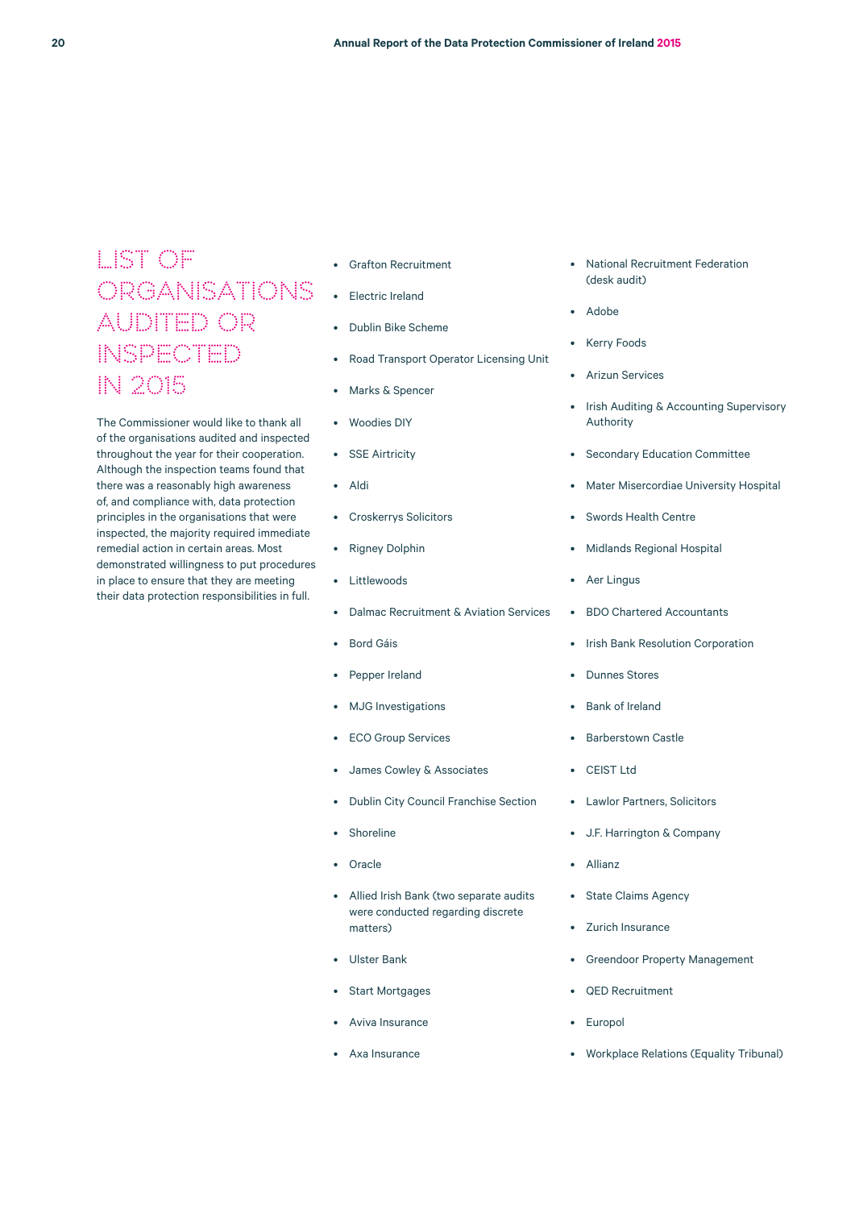# LIST OF ORGANISATIONS AUDITED OR INSPECTED IN 2015

The Commissioner would like to thank all of the organisations audited and inspected throughout the year for their cooperation. Although the inspection teams found that there was a reasonably high awareness of, and compliance with, data protection principles in the organisations that were inspected, the majority required immediate remedial action in certain areas. Most demonstrated willingness to put procedures in place to ensure that they are meeting their data protection responsibilities in full.

- Grafton Recruitment
- Electric Ireland
- Dublin Bike Scheme
- Road Transport Operator Licensing Unit
- Marks & Spencer
- Woodies DIY
- SSE Airtricity
- Aldi
- Croskerrys Solicitors
- Rigney Dolphin
- Littlewoods
- Dalmac Recruitment & Aviation Services
- Bord Gáis
- Pepper Ireland
- MJG Investigations
- ECO Group Services
- James Cowley & Associates
- Dublin City Council Franchise Section
- Shoreline
- Oracle
- Allied Irish Bank (two separate audits were conducted regarding discrete matters)
- Ulster Bank
- Start Mortgages
- Aviva Insurance
- Axa Insurance
- National Recruitment Federation (desk audit)
- Adobe
- Kerry Foods
- Arizun Services
- Irish Auditing & Accounting Supervisory Authority
- Secondary Education Committee
- Mater Misercordiae University Hospital
- Swords Health Centre
- Midlands Regional Hospital
- Aer Lingus
- BDO Chartered Accountants
- Irish Bank Resolution Corporation
- Dunnes Stores
- Bank of Ireland
- Barberstown Castle
- CEIST Ltd
- Lawlor Partners, Solicitors
- J.F. Harrington & Company
- Allianz
- State Claims Agency
- Zurich Insurance
- Greendoor Property Management
- QED Recruitment
- Europol
- Workplace Relations (Equality Tribunal)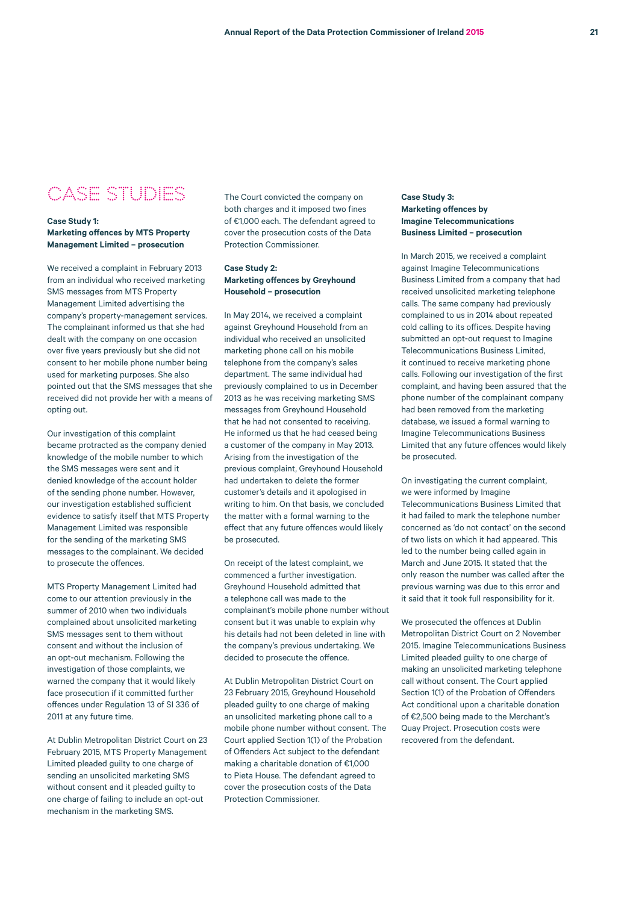# CASE STUDIES

**Case Study 1:**
**Marketing offences by MTS Property Management Limited – prosecution**

We received a complaint in February 2013 from an individual who received marketing SMS messages from MTS Property Management Limited advertising the company's property-management services. The complainant informed us that she had dealt with the company on one occasion over five years previously but she did not consent to her mobile phone number being used for marketing purposes. She also pointed out that the SMS messages that she received did not provide her with a means of opting out.

Our investigation of this complaint became protracted as the company denied knowledge of the mobile number to which the SMS messages were sent and it denied knowledge of the account holder of the sending phone number. However, our investigation established sufficient evidence to satisfy itself that MTS Property Management Limited was responsible for the sending of the marketing SMS messages to the complainant. We decided to prosecute the offences.

MTS Property Management Limited had come to our attention previously in the summer of 2010 when two individuals complained about unsolicited marketing SMS messages sent to them without consent and without the inclusion of an opt-out mechanism. Following the investigation of those complaints, we warned the company that it would likely face prosecution if it committed further offences under Regulation 13 of SI 336 of 2011 at any future time.

At Dublin Metropolitan District Court on 23 February 2015, MTS Property Management Limited pleaded guilty to one charge of sending an unsolicited marketing SMS without consent and it pleaded guilty to one charge of failing to include an opt-out mechanism in the marketing SMS.

The Court convicted the company on both charges and it imposed two fines of €1,000 each. The defendant agreed to cover the prosecution costs of the Data Protection Commissioner.

**Case Study 2:**
**Marketing offences by Greyhound Household – prosecution**

In May 2014, we received a complaint against Greyhound Household from an individual who received an unsolicited marketing phone call on his mobile telephone from the company's sales department. The same individual had previously complained to us in December 2013 as he was receiving marketing SMS messages from Greyhound Household that he had not consented to receiving. He informed us that he had ceased being a customer of the company in May 2013. Arising from the investigation of the previous complaint, Greyhound Household had undertaken to delete the former customer's details and it apologised in writing to him. On that basis, we concluded the matter with a formal warning to the effect that any future offences would likely be prosecuted.

On receipt of the latest complaint, we commenced a further investigation. Greyhound Household admitted that a telephone call was made to the complainant's mobile phone number without consent but it was unable to explain why his details had not been deleted in line with the company's previous undertaking. We decided to prosecute the offence.

At Dublin Metropolitan District Court on 23 February 2015, Greyhound Household pleaded guilty to one charge of making an unsolicited marketing phone call to a mobile phone number without consent. The Court applied Section 1(1) of the Probation of Offenders Act subject to the defendant making a charitable donation of €1,000 to Pieta House. The defendant agreed to cover the prosecution costs of the Data Protection Commissioner.

**Case Study 3:**
**Marketing offences by Imagine Telecommunications Business Limited – prosecution**

In March 2015, we received a complaint against Imagine Telecommunications Business Limited from a company that had received unsolicited marketing telephone calls. The same company had previously complained to us in 2014 about repeated cold calling to its offices. Despite having submitted an opt-out request to Imagine Telecommunications Business Limited, it continued to receive marketing phone calls. Following our investigation of the first complaint, and having been assured that the phone number of the complainant company had been removed from the marketing database, we issued a formal warning to Imagine Telecommunications Business Limited that any future offences would likely be prosecuted.

On investigating the current complaint, we were informed by Imagine Telecommunications Business Limited that it had failed to mark the telephone number concerned as 'do not contact' on the second of two lists on which it had appeared. This led to the number being called again in March and June 2015. It stated that the only reason the number was called after the previous warning was due to this error and it said that it took full responsibility for it.

We prosecuted the offences at Dublin Metropolitan District Court on 2 November 2015. Imagine Telecommunications Business Limited pleaded guilty to one charge of making an unsolicited marketing telephone call without consent. The Court applied Section 1(1) of the Probation of Offenders Act conditional upon a charitable donation of €2,500 being made to the Merchant's Quay Project. Prosecution costs were recovered from the defendant.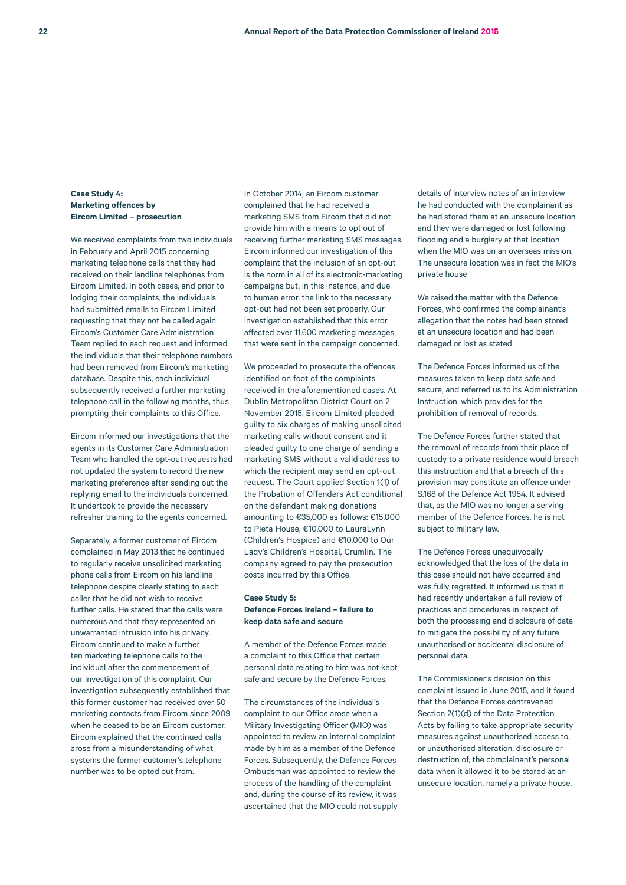### Case Study 4: Marketing offences by Eircom Limited – prosecution

We received complaints from two individuals in February and April 2015 concerning marketing telephone calls that they had received on their landline telephones from Eircom Limited. In both cases, and prior to lodging their complaints, the individuals had submitted emails to Eircom Limited requesting that they not be called again. Eircom's Customer Care Administration Team replied to each request and informed the individuals that their telephone numbers had been removed from Eircom's marketing database. Despite this, each individual subsequently received a further marketing telephone call in the following months, thus prompting their complaints to this Office.

Eircom informed our investigations that the agents in its Customer Care Administration Team who handled the opt-out requests had not updated the system to record the new marketing preference after sending out the replying email to the individuals concerned. It undertook to provide the necessary refresher training to the agents concerned.

Separately, a former customer of Eircom complained in May 2013 that he continued to regularly receive unsolicited marketing phone calls from Eircom on his landline telephone despite clearly stating to each caller that he did not wish to receive further calls. He stated that the calls were numerous and that they represented an unwarranted intrusion into his privacy. Eircom continued to make a further ten marketing telephone calls to the individual after the commencement of our investigation of this complaint. Our investigation subsequently established that this former customer had received over 50 marketing contacts from Eircom since 2009 when he ceased to be an Eircom customer. Eircom explained that the continued calls arose from a misunderstanding of what systems the former customer's telephone number was to be opted out from.

In October 2014, an Eircom customer complained that he had received a marketing SMS from Eircom that did not provide him with a means to opt out of receiving further marketing SMS messages. Eircom informed our investigation of this complaint that the inclusion of an opt-out is the norm in all of its electronic-marketing campaigns but, in this instance, and due to human error, the link to the necessary opt-out had not been set properly. Our investigation established that this error affected over 11,600 marketing messages that were sent in the campaign concerned.

We proceeded to prosecute the offences identified on foot of the complaints received in the aforementioned cases. At Dublin Metropolitan District Court on 2 November 2015, Eircom Limited pleaded guilty to six charges of making unsolicited marketing calls without consent and it pleaded guilty to one charge of sending a marketing SMS without a valid address to which the recipient may send an opt-out request. The Court applied Section 1(1) of the Probation of Offenders Act conditional on the defendant making donations amounting to €35,000 as follows: €15,000 to Pieta House, €10,000 to LauraLynn (Children's Hospice) and €10,000 to Our Lady's Children's Hospital, Crumlin. The company agreed to pay the prosecution costs incurred by this Office.

### Case Study 5: Defence Forces Ireland – failure to keep data safe and secure

A member of the Defence Forces made a complaint to this Office that certain personal data relating to him was not kept safe and secure by the Defence Forces.

The circumstances of the individual's complaint to our Office arose when a Military Investigating Officer (MIO) was appointed to review an internal complaint made by him as a member of the Defence Forces. Subsequently, the Defence Forces Ombudsman was appointed to review the process of the handling of the complaint and, during the course of its review, it was ascertained that the MIO could not supply details of interview notes of an interview he had conducted with the complainant as he had stored them at an unsecure location and they were damaged or lost following flooding and a burglary at that location when the MIO was on an overseas mission. The unsecure location was in fact the MIO's private house

We raised the matter with the Defence Forces, who confirmed the complainant's allegation that the notes had been stored at an unsecure location and had been damaged or lost as stated.

The Defence Forces informed us of the measures taken to keep data safe and secure, and referred us to its Administration Instruction, which provides for the prohibition of removal of records.

The Defence Forces further stated that the removal of records from their place of custody to a private residence would breach this instruction and that a breach of this provision may constitute an offence under S.168 of the Defence Act 1954. It advised that, as the MIO was no longer a serving member of the Defence Forces, he is not subject to military law.

The Defence Forces unequivocally acknowledged that the loss of the data in this case should not have occurred and was fully regretted. It informed us that it had recently undertaken a full review of practices and procedures in respect of both the processing and disclosure of data to mitigate the possibility of any future unauthorised or accidental disclosure of personal data.

The Commissioner's decision on this complaint issued in June 2015, and it found that the Defence Forces contravened Section 2(1)(d) of the Data Protection Acts by failing to take appropriate security measures against unauthorised access to, or unauthorised alteration, disclosure or destruction of, the complainant's personal data when it allowed it to be stored at an unsecure location, namely a private house.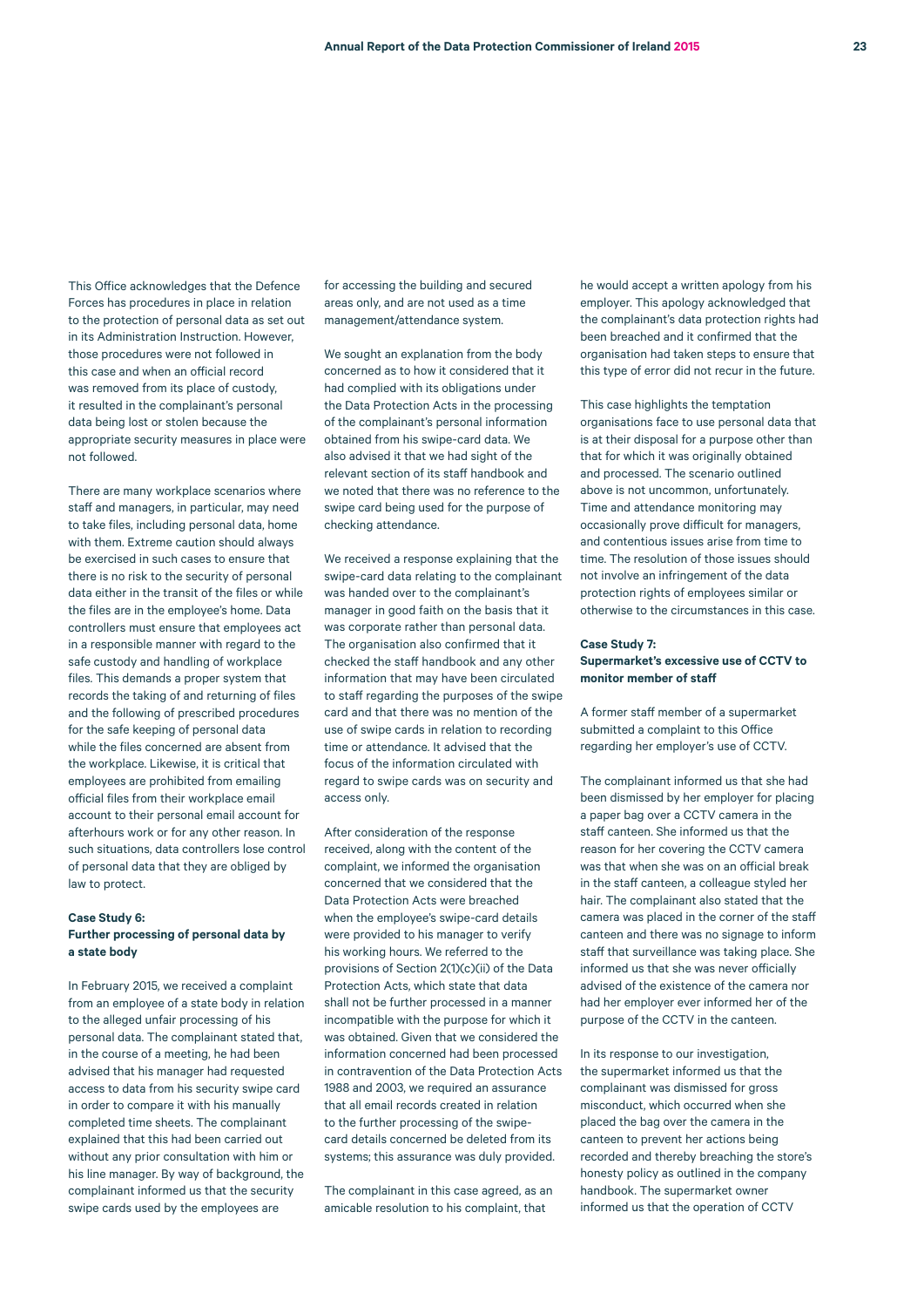This Office acknowledges that the Defence Forces has procedures in place in relation to the protection of personal data as set out in its Administration Instruction. However, those procedures were not followed in this case and when an official record was removed from its place of custody, it resulted in the complainant's personal data being lost or stolen because the appropriate security measures in place were not followed.

There are many workplace scenarios where staff and managers, in particular, may need to take files, including personal data, home with them. Extreme caution should always be exercised in such cases to ensure that there is no risk to the security of personal data either in the transit of the files or while the files are in the employee's home. Data controllers must ensure that employees act in a responsible manner with regard to the safe custody and handling of workplace files. This demands a proper system that records the taking of and returning of files and the following of prescribed procedures for the safe keeping of personal data while the files concerned are absent from the workplace. Likewise, it is critical that employees are prohibited from emailing official files from their workplace email account to their personal email account for afterhours work or for any other reason. In such situations, data controllers lose control of personal data that they are obliged by law to protect.

**Case Study 6:**
**Further processing of personal data by a state body**

In February 2015, we received a complaint from an employee of a state body in relation to the alleged unfair processing of his personal data. The complainant stated that, in the course of a meeting, he had been advised that his manager had requested access to data from his security swipe card in order to compare it with his manually completed time sheets. The complainant explained that this had been carried out without any prior consultation with him or his line manager. By way of background, the complainant informed us that the security swipe cards used by the employees are for accessing the building and secured areas only, and are not used as a time management/attendance system.

We sought an explanation from the body concerned as to how it considered that it had complied with its obligations under the Data Protection Acts in the processing of the complainant's personal information obtained from his swipe-card data. We also advised it that we had sight of the relevant section of its staff handbook and we noted that there was no reference to the swipe card being used for the purpose of checking attendance.

We received a response explaining that the swipe-card data relating to the complainant was handed over to the complainant's manager in good faith on the basis that it was corporate rather than personal data. The organisation also confirmed that it checked the staff handbook and any other information that may have been circulated to staff regarding the purposes of the swipe card and that there was no mention of the use of swipe cards in relation to recording time or attendance. It advised that the focus of the information circulated with regard to swipe cards was on security and access only.

After consideration of the response received, along with the content of the complaint, we informed the organisation concerned that we considered that the Data Protection Acts were breached when the employee's swipe-card details were provided to his manager to verify his working hours. We referred to the provisions of Section 2(1)(c)(ii) of the Data Protection Acts, which state that data shall not be further processed in a manner incompatible with the purpose for which it was obtained. Given that we considered the information concerned had been processed in contravention of the Data Protection Acts 1988 and 2003, we required an assurance that all email records created in relation to the further processing of the swipe-card details concerned be deleted from its systems; this assurance was duly provided.

The complainant in this case agreed, as an amicable resolution to his complaint, that he would accept a written apology from his employer. This apology acknowledged that the complainant's data protection rights had been breached and it confirmed that the organisation had taken steps to ensure that this type of error did not recur in the future.

This case highlights the temptation organisations face to use personal data that is at their disposal for a purpose other than that for which it was originally obtained and processed. The scenario outlined above is not uncommon, unfortunately. Time and attendance monitoring may occasionally prove difficult for managers, and contentious issues arise from time to time. The resolution of those issues should not involve an infringement of the data protection rights of employees similar or otherwise to the circumstances in this case.

**Case Study 7:**
**Supermarket's excessive use of CCTV to monitor member of staff**

A former staff member of a supermarket submitted a complaint to this Office regarding her employer's use of CCTV.

The complainant informed us that she had been dismissed by her employer for placing a paper bag over a CCTV camera in the staff canteen. She informed us that the reason for her covering the CCTV camera was that when she was on an official break in the staff canteen, a colleague styled her hair. The complainant also stated that the camera was placed in the corner of the staff canteen and there was no signage to inform staff that surveillance was taking place. She informed us that she was never officially advised of the existence of the camera nor had her employer ever informed her of the purpose of the CCTV in the canteen.

In its response to our investigation, the supermarket informed us that the complainant was dismissed for gross misconduct, which occurred when she placed the bag over the camera in the canteen to prevent her actions being recorded and thereby breaching the store's honesty policy as outlined in the company handbook. The supermarket owner informed us that the operation of CCTV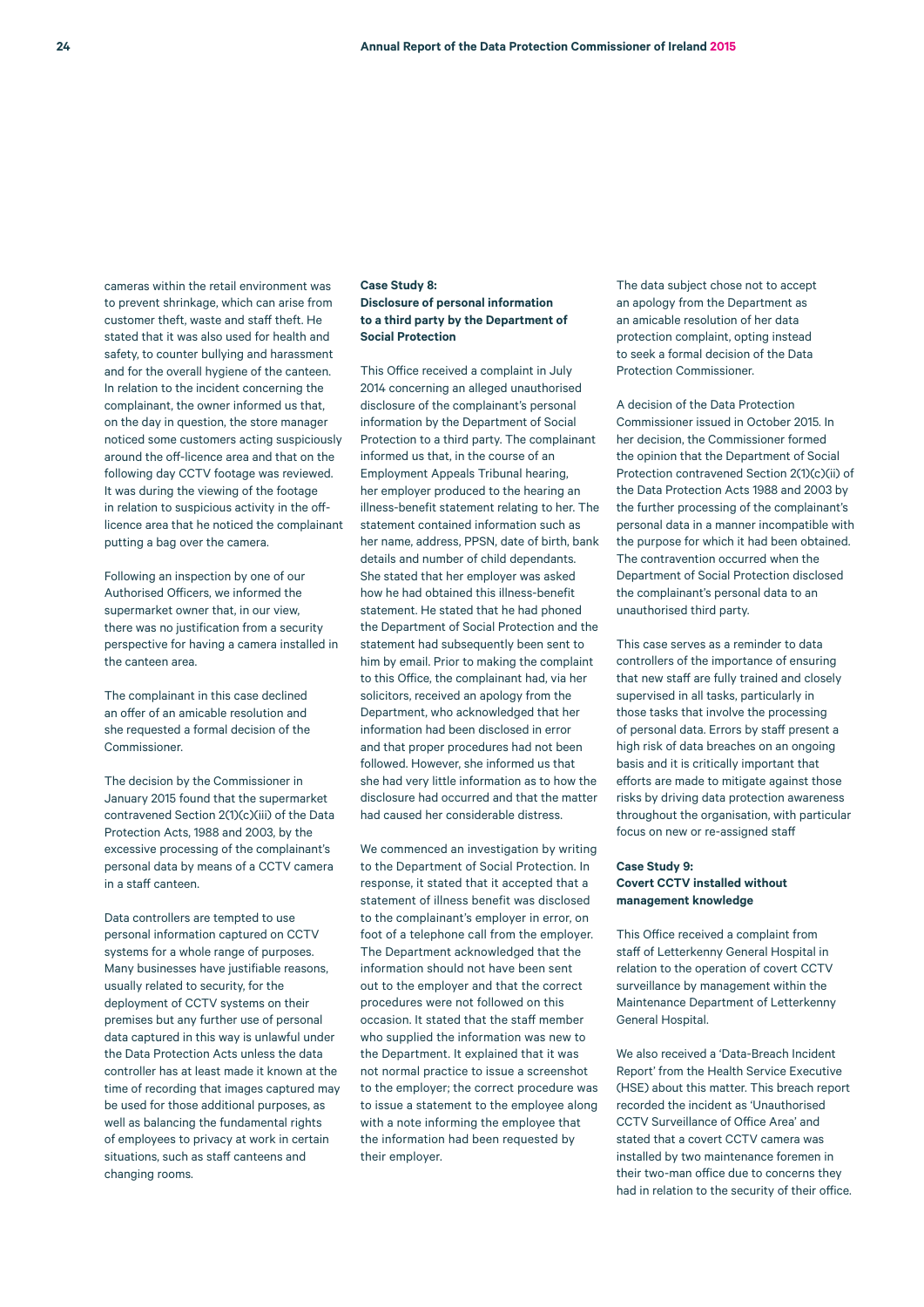cameras within the retail environment was to prevent shrinkage, which can arise from customer theft, waste and staff theft. He stated that it was also used for health and safety, to counter bullying and harassment and for the overall hygiene of the canteen. In relation to the incident concerning the complainant, the owner informed us that, on the day in question, the store manager noticed some customers acting suspiciously around the off-licence area and that on the following day CCTV footage was reviewed. It was during the viewing of the footage in relation to suspicious activity in the off-licence area that he noticed the complainant putting a bag over the camera.

Following an inspection by one of our Authorised Officers, we informed the supermarket owner that, in our view, there was no justification from a security perspective for having a camera installed in the canteen area.

The complainant in this case declined an offer of an amicable resolution and she requested a formal decision of the Commissioner.

The decision by the Commissioner in January 2015 found that the supermarket contravened Section 2(1)(c)(iii) of the Data Protection Acts, 1988 and 2003, by the excessive processing of the complainant's personal data by means of a CCTV camera in a staff canteen.

Data controllers are tempted to use personal information captured on CCTV systems for a whole range of purposes. Many businesses have justifiable reasons, usually related to security, for the deployment of CCTV systems on their premises but any further use of personal data captured in this way is unlawful under the Data Protection Acts unless the data controller has at least made it known at the time of recording that images captured may be used for those additional purposes, as well as balancing the fundamental rights of employees to privacy at work in certain situations, such as staff canteens and changing rooms.

### Case Study 8: Disclosure of personal information to a third party by the Department of Social Protection

This Office received a complaint in July 2014 concerning an alleged unauthorised disclosure of the complainant's personal information by the Department of Social Protection to a third party. The complainant informed us that, in the course of an Employment Appeals Tribunal hearing, her employer produced to the hearing an illness-benefit statement relating to her. The statement contained information such as her name, address, PPSN, date of birth, bank details and number of child dependants. She stated that her employer was asked how he had obtained this illness-benefit statement. He stated that he had phoned the Department of Social Protection and the statement had subsequently been sent to him by email. Prior to making the complaint to this Office, the complainant had, via her solicitors, received an apology from the Department, who acknowledged that her information had been disclosed in error and that proper procedures had not been followed. However, she informed us that she had very little information as to how the disclosure had occurred and that the matter had caused her considerable distress.

We commenced an investigation by writing to the Department of Social Protection. In response, it stated that it accepted that a statement of illness benefit was disclosed to the complainant's employer in error, on foot of a telephone call from the employer. The Department acknowledged that the information should not have been sent out to the employer and that the correct procedures were not followed on this occasion. It stated that the staff member who supplied the information was new to the Department. It explained that it was not normal practice to issue a screenshot to the employer; the correct procedure was to issue a statement to the employee along with a note informing the employee that the information had been requested by their employer.

The data subject chose not to accept an apology from the Department as an amicable resolution of her data protection complaint, opting instead to seek a formal decision of the Data Protection Commissioner.

A decision of the Data Protection Commissioner issued in October 2015. In her decision, the Commissioner formed the opinion that the Department of Social Protection contravened Section 2(1)(c)(ii) of the Data Protection Acts 1988 and 2003 by the further processing of the complainant's personal data in a manner incompatible with the purpose for which it had been obtained. The contravention occurred when the Department of Social Protection disclosed the complainant's personal data to an unauthorised third party.

This case serves as a reminder to data controllers of the importance of ensuring that new staff are fully trained and closely supervised in all tasks, particularly in those tasks that involve the processing of personal data. Errors by staff present a high risk of data breaches on an ongoing basis and it is critically important that efforts are made to mitigate against those risks by driving data protection awareness throughout the organisation, with particular focus on new or re-assigned staff

### Case Study 9: Covert CCTV installed without management knowledge

This Office received a complaint from staff of Letterkenny General Hospital in relation to the operation of covert CCTV surveillance by management within the Maintenance Department of Letterkenny General Hospital.

We also received a 'Data-Breach Incident Report' from the Health Service Executive (HSE) about this matter. This breach report recorded the incident as 'Unauthorised CCTV Surveillance of Office Area' and stated that a covert CCTV camera was installed by two maintenance foremen in their two-man office due to concerns they had in relation to the security of their office.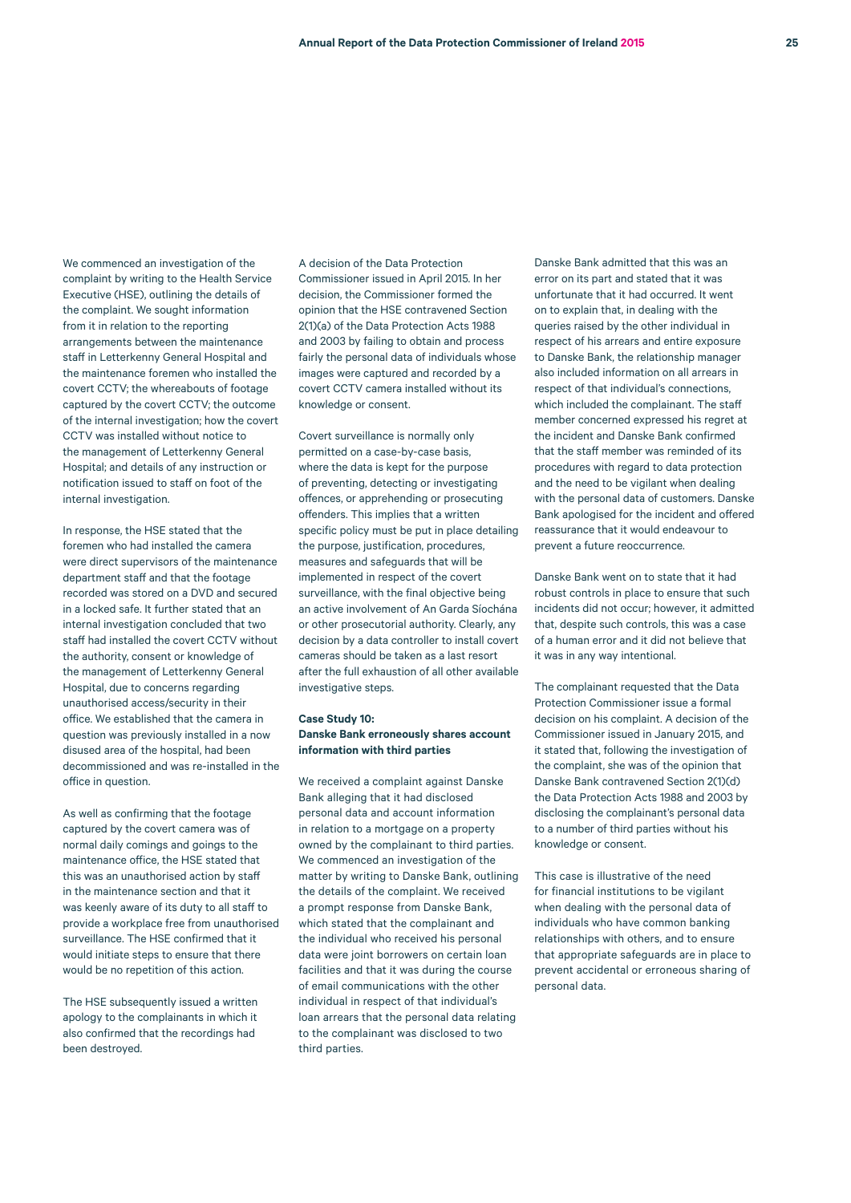We commenced an investigation of the complaint by writing to the Health Service Executive (HSE), outlining the details of the complaint. We sought information from it in relation to the reporting arrangements between the maintenance staff in Letterkenny General Hospital and the maintenance foremen who installed the covert CCTV; the whereabouts of footage captured by the covert CCTV; the outcome of the internal investigation; how the covert CCTV was installed without notice to the management of Letterkenny General Hospital; and details of any instruction or notification issued to staff on foot of the internal investigation.

In response, the HSE stated that the foremen who had installed the camera were direct supervisors of the maintenance department staff and that the footage recorded was stored on a DVD and secured in a locked safe. It further stated that an internal investigation concluded that two staff had installed the covert CCTV without the authority, consent or knowledge of the management of Letterkenny General Hospital, due to concerns regarding unauthorised access/security in their office. We established that the camera in question was previously installed in a now disused area of the hospital, had been decommissioned and was re-installed in the office in question.

As well as confirming that the footage captured by the covert camera was of normal daily comings and goings to the maintenance office, the HSE stated that this was an unauthorised action by staff in the maintenance section and that it was keenly aware of its duty to all staff to provide a workplace free from unauthorised surveillance. The HSE confirmed that it would initiate steps to ensure that there would be no repetition of this action.

The HSE subsequently issued a written apology to the complainants in which it also confirmed that the recordings had been destroyed.

A decision of the Data Protection Commissioner issued in April 2015. In her decision, the Commissioner formed the opinion that the HSE contravened Section 2(1)(a) of the Data Protection Acts 1988 and 2003 by failing to obtain and process fairly the personal data of individuals whose images were captured and recorded by a covert CCTV camera installed without its knowledge or consent.

Covert surveillance is normally only permitted on a case-by-case basis, where the data is kept for the purpose of preventing, detecting or investigating offences, or apprehending or prosecuting offenders. This implies that a written specific policy must be put in place detailing the purpose, justification, procedures, measures and safeguards that will be implemented in respect of the covert surveillance, with the final objective being an active involvement of An Garda Síochána or other prosecutorial authority. Clearly, any decision by a data controller to install covert cameras should be taken as a last resort after the full exhaustion of all other available investigative steps.

### Case Study 10: Danske Bank erroneously shares account information with third parties

We received a complaint against Danske Bank alleging that it had disclosed personal data and account information in relation to a mortgage on a property owned by the complainant to third parties. We commenced an investigation of the matter by writing to Danske Bank, outlining the details of the complaint. We received a prompt response from Danske Bank, which stated that the complainant and the individual who received his personal data were joint borrowers on certain loan facilities and that it was during the course of email communications with the other individual in respect of that individual's loan arrears that the personal data relating to the complainant was disclosed to two third parties.

Danske Bank admitted that this was an error on its part and stated that it was unfortunate that it had occurred. It went on to explain that, in dealing with the queries raised by the other individual in respect of his arrears and entire exposure to Danske Bank, the relationship manager also included information on all arrears in respect of that individual's connections, which included the complainant. The staff member concerned expressed his regret at the incident and Danske Bank confirmed that the staff member was reminded of its procedures with regard to data protection and the need to be vigilant when dealing with the personal data of customers. Danske Bank apologised for the incident and offered reassurance that it would endeavour to prevent a future reoccurrence.

Danske Bank went on to state that it had robust controls in place to ensure that such incidents did not occur; however, it admitted that, despite such controls, this was a case of a human error and it did not believe that it was in any way intentional.

The complainant requested that the Data Protection Commissioner issue a formal decision on his complaint. A decision of the Commissioner issued in January 2015, and it stated that, following the investigation of the complaint, she was of the opinion that Danske Bank contravened Section 2(1)(d) the Data Protection Acts 1988 and 2003 by disclosing the complainant's personal data to a number of third parties without his knowledge or consent.

This case is illustrative of the need for financial institutions to be vigilant when dealing with the personal data of individuals who have common banking relationships with others, and to ensure that appropriate safeguards are in place to prevent accidental or erroneous sharing of personal data.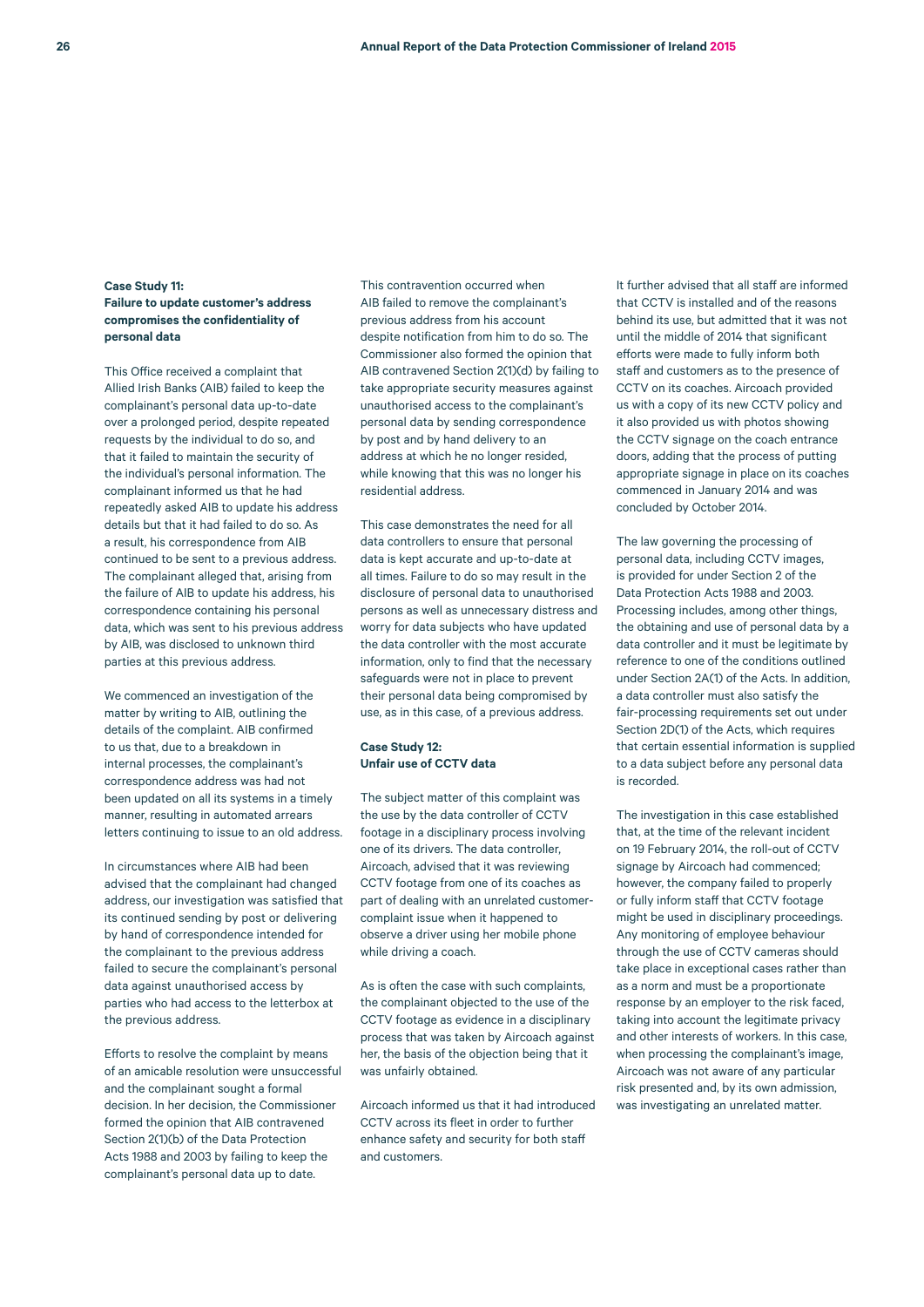### Case Study 11: Failure to update customer's address compromises the confidentiality of personal data

This Office received a complaint that Allied Irish Banks (AIB) failed to keep the complainant's personal data up-to-date over a prolonged period, despite repeated requests by the individual to do so, and that it failed to maintain the security of the individual's personal information. The complainant informed us that he had repeatedly asked AIB to update his address details but that it had failed to do so. As a result, his correspondence from AIB continued to be sent to a previous address. The complainant alleged that, arising from the failure of AIB to update his address, his correspondence containing his personal data, which was sent to his previous address by AIB, was disclosed to unknown third parties at this previous address.

We commenced an investigation of the matter by writing to AIB, outlining the details of the complaint. AIB confirmed to us that, due to a breakdown in internal processes, the complainant's correspondence address was had not been updated on all its systems in a timely manner, resulting in automated arrears letters continuing to issue to an old address.

In circumstances where AIB had been advised that the complainant had changed address, our investigation was satisfied that its continued sending by post or delivering by hand of correspondence intended for the complainant to the previous address failed to secure the complainant's personal data against unauthorised access by parties who had access to the letterbox at the previous address.

Efforts to resolve the complaint by means of an amicable resolution were unsuccessful and the complainant sought a formal decision. In her decision, the Commissioner formed the opinion that AIB contravened Section 2(1)(b) of the Data Protection Acts 1988 and 2003 by failing to keep the complainant's personal data up to date.

This contravention occurred when AIB failed to remove the complainant's previous address from his account despite notification from him to do so. The Commissioner also formed the opinion that AIB contravened Section 2(1)(d) by failing to take appropriate security measures against unauthorised access to the complainant's personal data by sending correspondence by post and by hand delivery to an address at which he no longer resided, while knowing that this was no longer his residential address.

This case demonstrates the need for all data controllers to ensure that personal data is kept accurate and up-to-date at all times. Failure to do so may result in the disclosure of personal data to unauthorised persons as well as unnecessary distress and worry for data subjects who have updated the data controller with the most accurate information, only to find that the necessary safeguards were not in place to prevent their personal data being compromised by use, as in this case, of a previous address.

### Case Study 12: Unfair use of CCTV data

The subject matter of this complaint was the use by the data controller of CCTV footage in a disciplinary process involving one of its drivers. The data controller, Aircoach, advised that it was reviewing CCTV footage from one of its coaches as part of dealing with an unrelated customer-complaint issue when it happened to observe a driver using her mobile phone while driving a coach.

As is often the case with such complaints, the complainant objected to the use of the CCTV footage as evidence in a disciplinary process that was taken by Aircoach against her, the basis of the objection being that it was unfairly obtained.

Aircoach informed us that it had introduced CCTV across its fleet in order to further enhance safety and security for both staff and customers.

It further advised that all staff are informed that CCTV is installed and of the reasons behind its use, but admitted that it was not until the middle of 2014 that significant efforts were made to fully inform both staff and customers as to the presence of CCTV on its coaches. Aircoach provided us with a copy of its new CCTV policy and it also provided us with photos showing the CCTV signage on the coach entrance doors, adding that the process of putting appropriate signage in place on its coaches commenced in January 2014 and was concluded by October 2014.

The law governing the processing of personal data, including CCTV images, is provided for under Section 2 of the Data Protection Acts 1988 and 2003. Processing includes, among other things, the obtaining and use of personal data by a data controller and it must be legitimate by reference to one of the conditions outlined under Section 2A(1) of the Acts. In addition, a data controller must also satisfy the fair-processing requirements set out under Section 2D(1) of the Acts, which requires that certain essential information is supplied to a data subject before any personal data is recorded.

The investigation in this case established that, at the time of the relevant incident on 19 February 2014, the roll-out of CCTV signage by Aircoach had commenced; however, the company failed to properly or fully inform staff that CCTV footage might be used in disciplinary proceedings. Any monitoring of employee behaviour through the use of CCTV cameras should take place in exceptional cases rather than as a norm and must be a proportionate response by an employer to the risk faced, taking into account the legitimate privacy and other interests of workers. In this case, when processing the complainant's image, Aircoach was not aware of any particular risk presented and, by its own admission, was investigating an unrelated matter.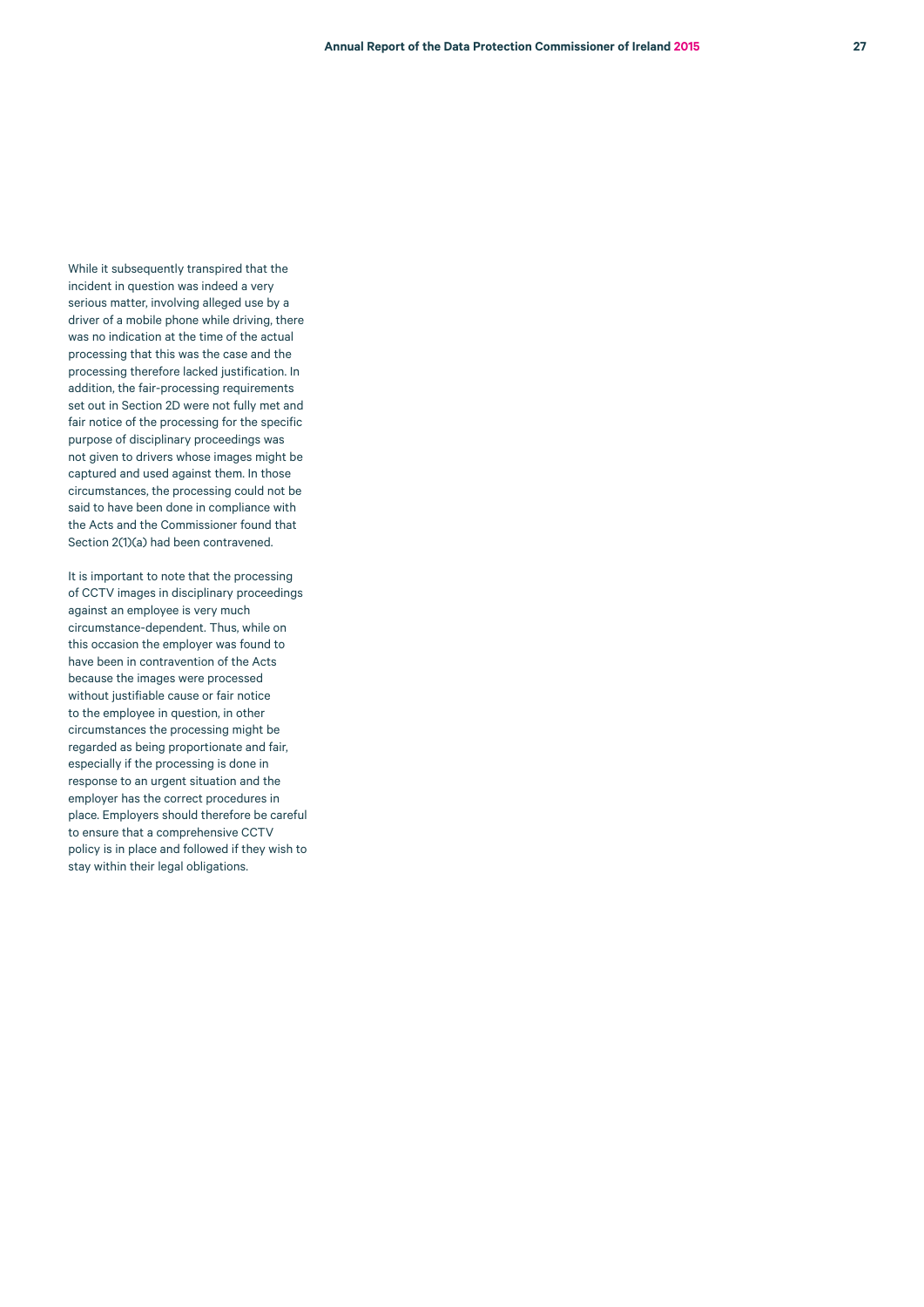While it subsequently transpired that the incident in question was indeed a very serious matter, involving alleged use by a driver of a mobile phone while driving, there was no indication at the time of the actual processing that this was the case and the processing therefore lacked justification. In addition, the fair-processing requirements set out in Section 2D were not fully met and fair notice of the processing for the specific purpose of disciplinary proceedings was not given to drivers whose images might be captured and used against them. In those circumstances, the processing could not be said to have been done in compliance with the Acts and the Commissioner found that Section 2(1)(a) had been contravened.

It is important to note that the processing of CCTV images in disciplinary proceedings against an employee is very much circumstance-dependent. Thus, while on this occasion the employer was found to have been in contravention of the Acts because the images were processed without justifiable cause or fair notice to the employee in question, in other circumstances the processing might be regarded as being proportionate and fair, especially if the processing is done in response to an urgent situation and the employer has the correct procedures in place. Employers should therefore be careful to ensure that a comprehensive CCTV policy is in place and followed if they wish to stay within their legal obligations.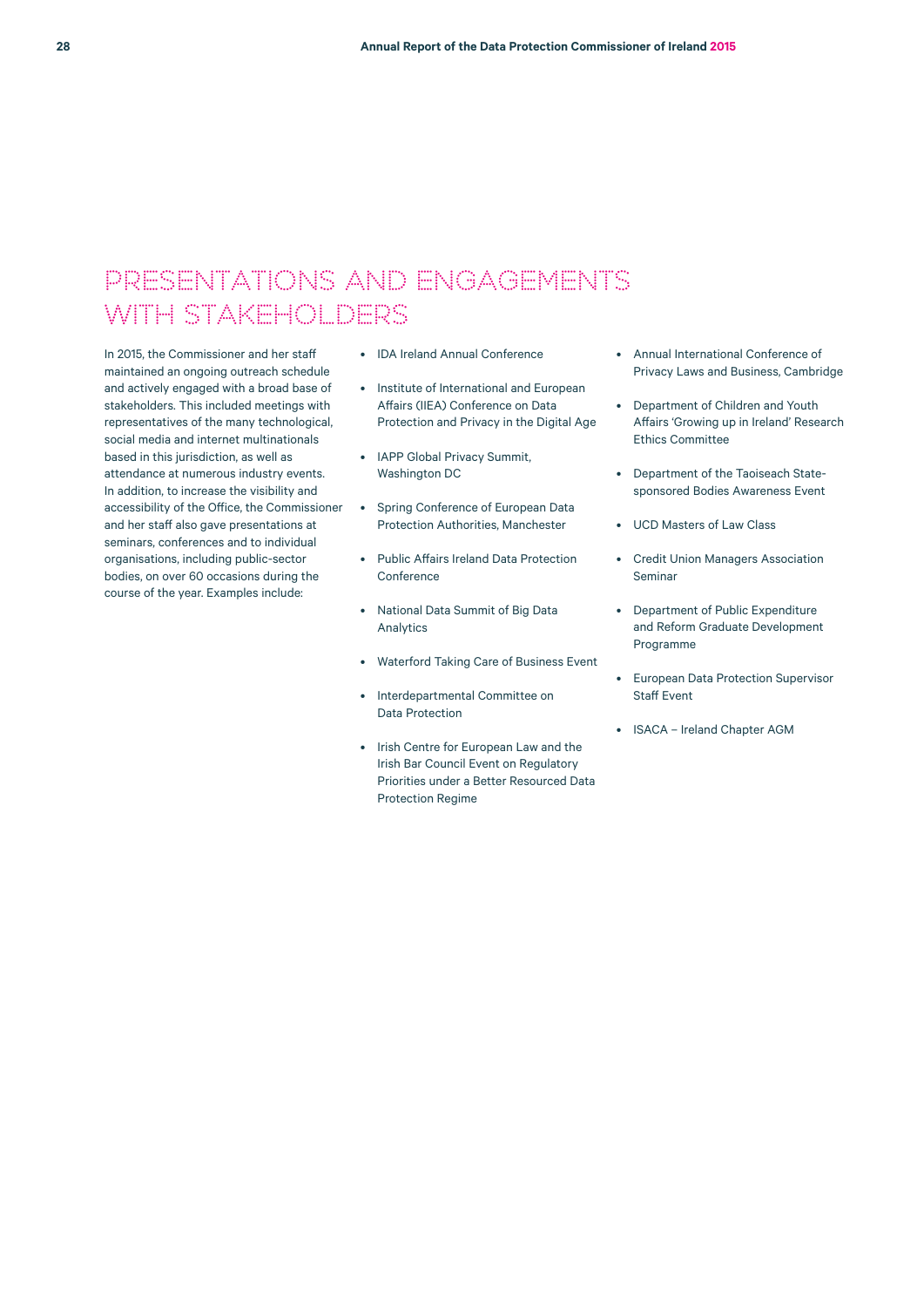# PRESENTATIONS AND ENGAGEMENTS WITH STAKEHOLDERS

In 2015, the Commissioner and her staff maintained an ongoing outreach schedule and actively engaged with a broad base of stakeholders. This included meetings with representatives of the many technological, social media and internet multinationals based in this jurisdiction, as well as attendance at numerous industry events. In addition, to increase the visibility and accessibility of the Office, the Commissioner and her staff also gave presentations at seminars, conferences and to individual organisations, including public-sector bodies, on over 60 occasions during the course of the year. Examples include:

- IDA Ireland Annual Conference
- Institute of International and European Affairs (IIEA) Conference on Data Protection and Privacy in the Digital Age
- IAPP Global Privacy Summit, Washington DC
- Spring Conference of European Data Protection Authorities, Manchester
- Public Affairs Ireland Data Protection Conference
- National Data Summit of Big Data Analytics
- Waterford Taking Care of Business Event
- Interdepartmental Committee on Data Protection
- Irish Centre for European Law and the Irish Bar Council Event on Regulatory Priorities under a Better Resourced Data Protection Regime
- Annual International Conference of Privacy Laws and Business, Cambridge
- Department of Children and Youth Affairs 'Growing up in Ireland' Research Ethics Committee
- Department of the Taoiseach State-sponsored Bodies Awareness Event
- UCD Masters of Law Class
- Credit Union Managers Association Seminar
- Department of Public Expenditure and Reform Graduate Development Programme
- European Data Protection Supervisor Staff Event
- ISACA – Ireland Chapter AGM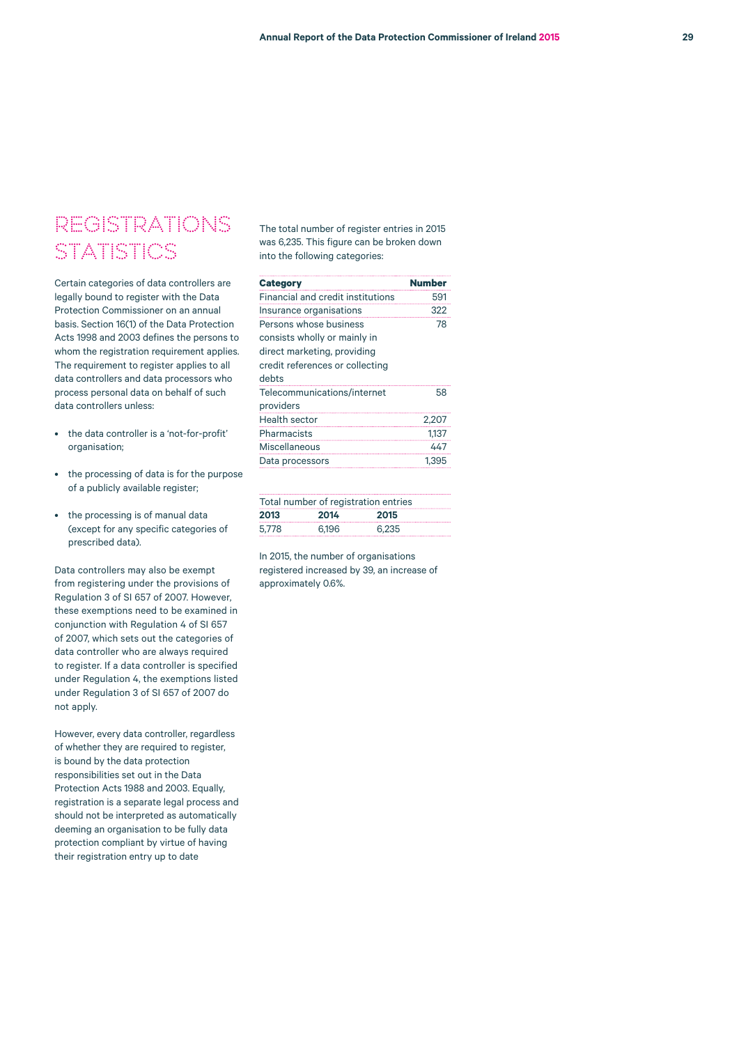# REGISTRATIONS STATISTICS

Certain categories of data controllers are legally bound to register with the Data Protection Commissioner on an annual basis. Section 16(1) of the Data Protection Acts 1998 and 2003 defines the persons to whom the registration requirement applies. The requirement to register applies to all data controllers and data processors who process personal data on behalf of such data controllers unless:

- the data controller is a 'not-for-profit' organisation;
- the processing of data is for the purpose of a publicly available register;
- the processing is of manual data (except for any specific categories of prescribed data).

Data controllers may also be exempt from registering under the provisions of Regulation 3 of SI 657 of 2007. However, these exemptions need to be examined in conjunction with Regulation 4 of SI 657 of 2007, which sets out the categories of data controller who are always required to register. If a data controller is specified under Regulation 4, the exemptions listed under Regulation 3 of SI 657 of 2007 do not apply.

However, every data controller, regardless of whether they are required to register, is bound by the data protection responsibilities set out in the Data Protection Acts 1988 and 2003. Equally, registration is a separate legal process and should not be interpreted as automatically deeming an organisation to be fully data protection compliant by virtue of having their registration entry up to date

The total number of register entries in 2015 was 6,235. This figure can be broken down into the following categories:

| **Category** | **Number** |
|---|---|
| Financial and credit institutions | 591 |
| Insurance organisations | 322 |
| Persons whose business consists wholly or mainly in direct marketing, providing credit references or collecting debts | 78 |
| Telecommunications/internet providers | 58 |
| Health sector | 2,207 |
| Pharmacists | 1,137 |
| Miscellaneous | 447 |
| Data processors | 1,395 |

| Total number of registration entries | | |
|---|---|---|
| **2013** | **2014** | **2015** |
| 5,778 | 6,196 | 6,235 |

In 2015, the number of organisations registered increased by 39, an increase of approximately 0.6%.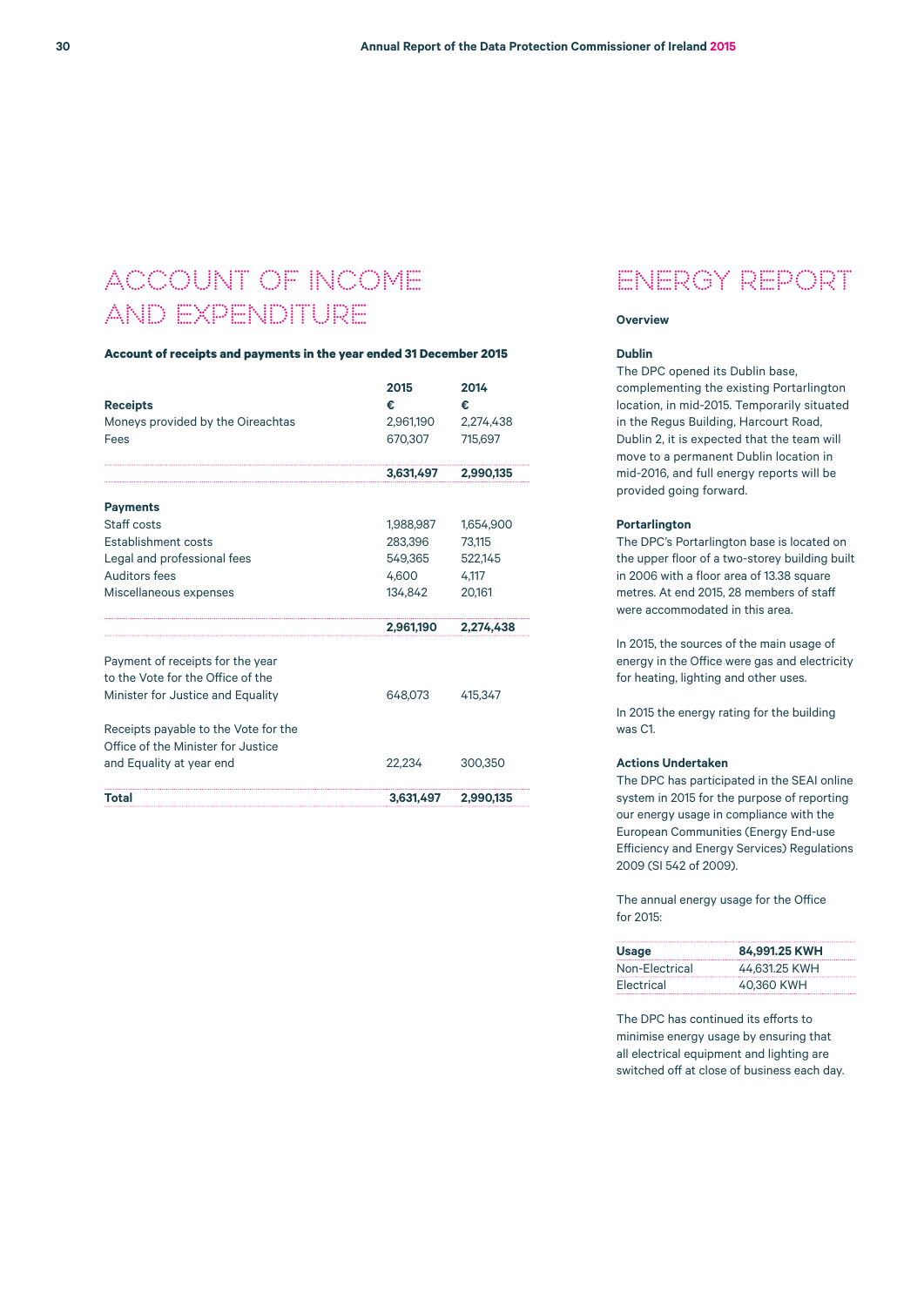# ACCOUNT OF INCOME AND EXPENDITURE

**Account of receipts and payments in the year ended 31 December 2015**

| | 2015 | 2014 |
|---|---|---|
| **Receipts** | **€** | **€** |
| Moneys provided by the Oireachtas | 2,961,190 | 2,274,438 |
| Fees | 670,307 | 715,697 |
| | **3,631,497** | **2,990,135** |
| **Payments** | | |
| Staff costs | 1,988,987 | 1,654,900 |
| Establishment costs | 283,396 | 73,115 |
| Legal and professional fees | 549,365 | 522,145 |
| Auditors fees | 4,600 | 4,117 |
| Miscellaneous expenses | 134,842 | 20,161 |
| | **2,961,190** | **2,274,438** |
| Payment of receipts for the year to the Vote for the Office of the Minister for Justice and Equality | 648,073 | 415,347 |
| Receipts payable to the Vote for the Office of the Minister for Justice and Equality at year end | 22,234 | 300,350 |
| **Total** | **3,631,497** | **2,990,135** |

# ENERGY REPORT

**Overview**

**Dublin**

The DPC opened its Dublin base, complementing the existing Portarlington location, in mid-2015. Temporarily situated in the Regus Building, Harcourt Road, Dublin 2, it is expected that the team will move to a permanent Dublin location in mid-2016, and full energy reports will be provided going forward.

**Portarlington**

The DPC's Portarlington base is located on the upper floor of a two-storey building built in 2006 with a floor area of 13.38 square metres. At end 2015, 28 members of staff were accommodated in this area.

In 2015, the sources of the main usage of energy in the Office were gas and electricity for heating, lighting and other uses.

In 2015 the energy rating for the building was C1.

**Actions Undertaken**

The DPC has participated in the SEAI online system in 2015 for the purpose of reporting our energy usage in compliance with the European Communities (Energy End-use Efficiency and Energy Services) Regulations 2009 (SI 542 of 2009).

The annual energy usage for the Office for 2015:

| **Usage** | **84,991.25 KWH** |
|---|---|
| Non-Electrical | 44,631.25 KWH |
| Electrical | 40,360 KWH |

The DPC has continued its efforts to minimise energy usage by ensuring that all electrical equipment and lighting are switched off at close of business each day.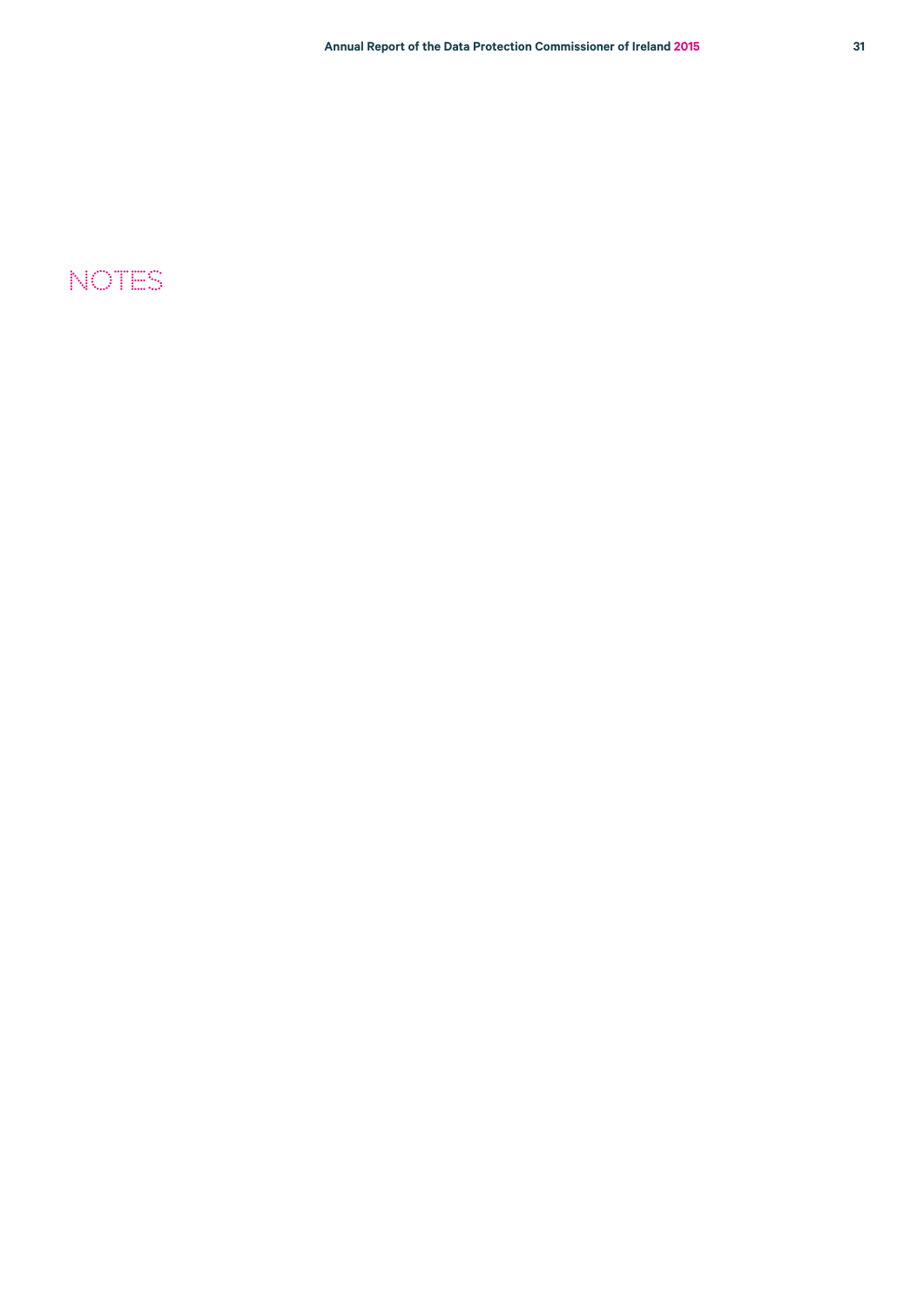# NOTES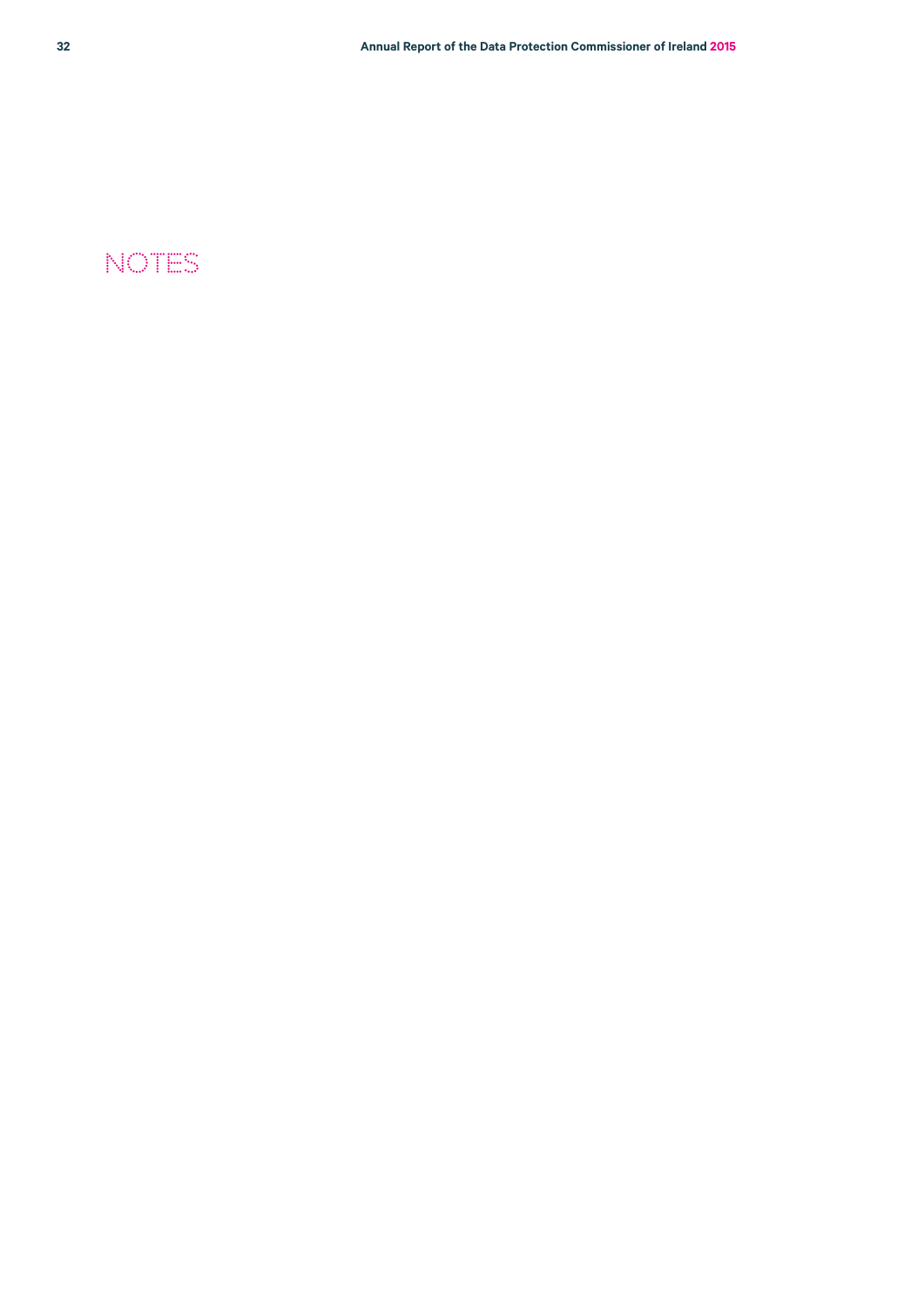# NOTES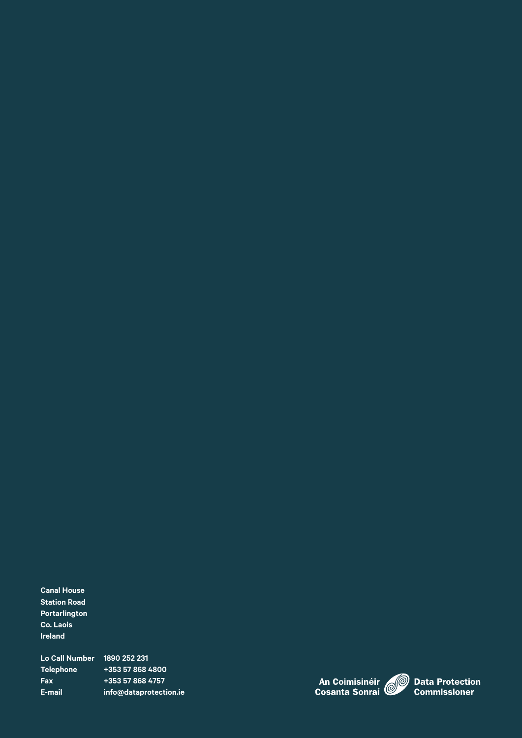**Canal House**
**Station Road**
**Portarlington**
**Co. Laois**
**Ireland**

| | |
|---|---|
| **Lo Call Number** | **1890 252 231** |
| **Telephone** | **+353 57 868 4800** |
| **Fax** | **+353 57 868 4757** |
| **E-mail** | **info@dataprotection.ie** |

**An Coimisinéir Cosanta Sonraí**
**Data Protection Commissioner**